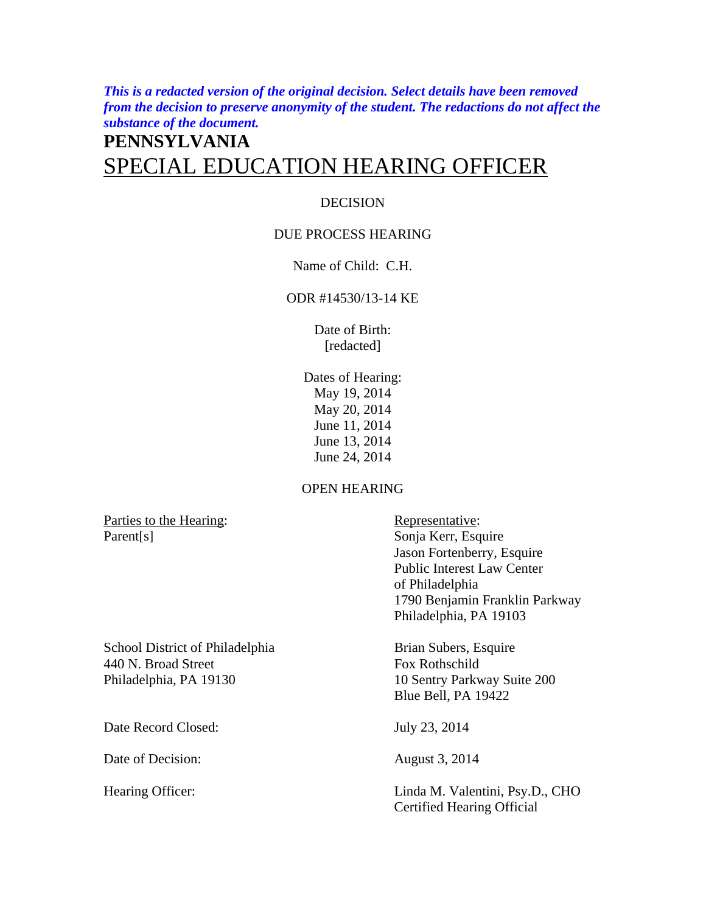***This is a redacted version of the original decision. Select details have been removed from the decision to preserve anonymity of the student. The redactions do not affect the substance of the document.***

# PENNSYLVANIA

# SPECIAL EDUCATION HEARING OFFICER

DECISION

DUE PROCESS HEARING

Name of Child: C.H.

ODR #14530/13-14 KE

Date of Birth:
[redacted]

Dates of Hearing:
May 19, 2014
May 20, 2014
June 11, 2014
June 13, 2014
June 24, 2014

OPEN HEARING

| Parties to the Hearing: | Representative: |
|---|---|
| Parent[s] | Sonja Kerr, Esquire<br>Jason Fortenberry, Esquire<br>Public Interest Law Center of Philadelphia<br>1790 Benjamin Franklin Parkway<br>Philadelphia, PA 19103 |
| School District of Philadelphia<br>440 N. Broad Street<br>Philadelphia, PA 19130 | Brian Subers, Esquire<br>Fox Rothschild<br>10 Sentry Parkway Suite 200<br>Blue Bell, PA 19422 |
| Date Record Closed: | July 23, 2014 |
| Date of Decision: | August 3, 2014 |
| Hearing Officer: | Linda M. Valentini, Psy.D., CHO<br>Certified Hearing Official |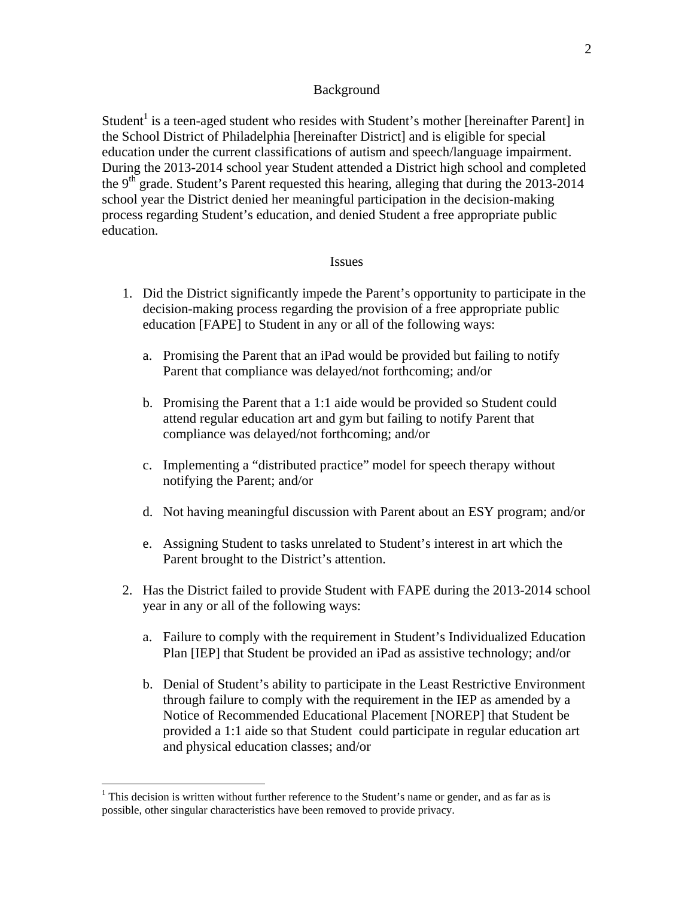## Background

Student[1] is a teen-aged student who resides with Student's mother [hereinafter Parent] in the School District of Philadelphia [hereinafter District] and is eligible for special education under the current classifications of autism and speech/language impairment. During the 2013-2014 school year Student attended a District high school and completed the 9th grade. Student's Parent requested this hearing, alleging that during the 2013-2014 school year the District denied her meaningful participation in the decision-making process regarding Student's education, and denied Student a free appropriate public education.

## Issues

1. Did the District significantly impede the Parent's opportunity to participate in the decision-making process regarding the provision of a free appropriate public education [FAPE] to Student in any or all of the following ways:

    a. Promising the Parent that an iPad would be provided but failing to notify Parent that compliance was delayed/not forthcoming; and/or

    b. Promising the Parent that a 1:1 aide would be provided so Student could attend regular education art and gym but failing to notify Parent that compliance was delayed/not forthcoming; and/or

    c. Implementing a "distributed practice" model for speech therapy without notifying the Parent; and/or

    d. Not having meaningful discussion with Parent about an ESY program; and/or

    e. Assigning Student to tasks unrelated to Student's interest in art which the Parent brought to the District's attention.

2. Has the District failed to provide Student with FAPE during the 2013-2014 school year in any or all of the following ways:

    a. Failure to comply with the requirement in Student's Individualized Education Plan [IEP] that Student be provided an iPad as assistive technology; and/or

    b. Denial of Student's ability to participate in the Least Restrictive Environment through failure to comply with the requirement in the IEP as amended by a Notice of Recommended Educational Placement [NOREP] that Student be provided a 1:1 aide so that Student could participate in regular education art and physical education classes; and/or

[1] This decision is written without further reference to the Student's name or gender, and as far as is possible, other singular characteristics have been removed to provide privacy.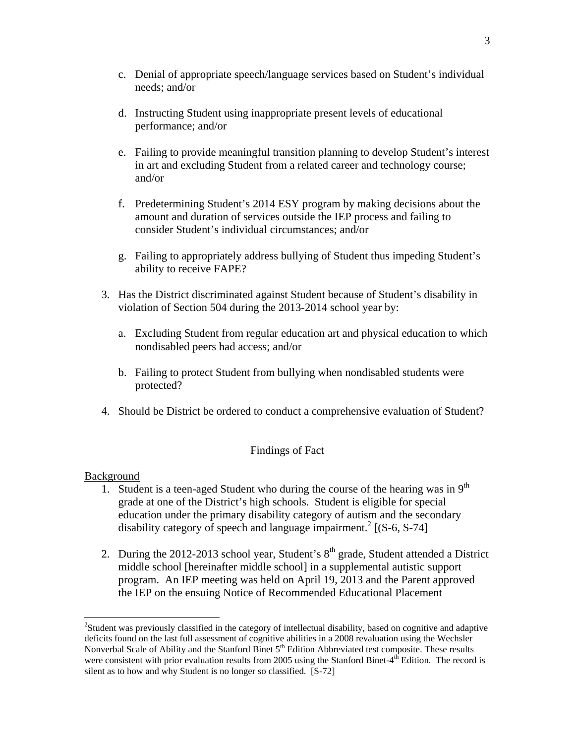c. Denial of appropriate speech/language services based on Student's individual needs; and/or

d. Instructing Student using inappropriate present levels of educational performance; and/or

e. Failing to provide meaningful transition planning to develop Student's interest in art and excluding Student from a related career and technology course; and/or

f. Predetermining Student's 2014 ESY program by making decisions about the amount and duration of services outside the IEP process and failing to consider Student's individual circumstances; and/or

g. Failing to appropriately address bullying of Student thus impeding Student's ability to receive FAPE?

3. Has the District discriminated against Student because of Student's disability in violation of Section 504 during the 2013-2014 school year by:

   a. Excluding Student from regular education art and physical education to which nondisabled peers had access; and/or

   b. Failing to protect Student from bullying when nondisabled students were protected?

4. Should be District be ordered to conduct a comprehensive evaluation of Student?

## Findings of Fact

Background

1. Student is a teen-aged Student who during the course of the hearing was in 9th grade at one of the District's high schools. Student is eligible for special education under the primary disability category of autism and the secondary disability category of speech and language impairment.[2] [(S-6, S-74]

2. During the 2012-2013 school year, Student's 8th grade, Student attended a District middle school [hereinafter middle school] in a supplemental autistic support program. An IEP meeting was held on April 19, 2013 and the Parent approved the IEP on the ensuing Notice of Recommended Educational Placement

---

[2]Student was previously classified in the category of intellectual disability, based on cognitive and adaptive deficits found on the last full assessment of cognitive abilities in a 2008 revaluation using the Wechsler Nonverbal Scale of Ability and the Stanford Binet 5th Edition Abbreviated test composite. These results were consistent with prior evaluation results from 2005 using the Stanford Binet-4th Edition. The record is silent as to how and why Student is no longer so classified. [S-72]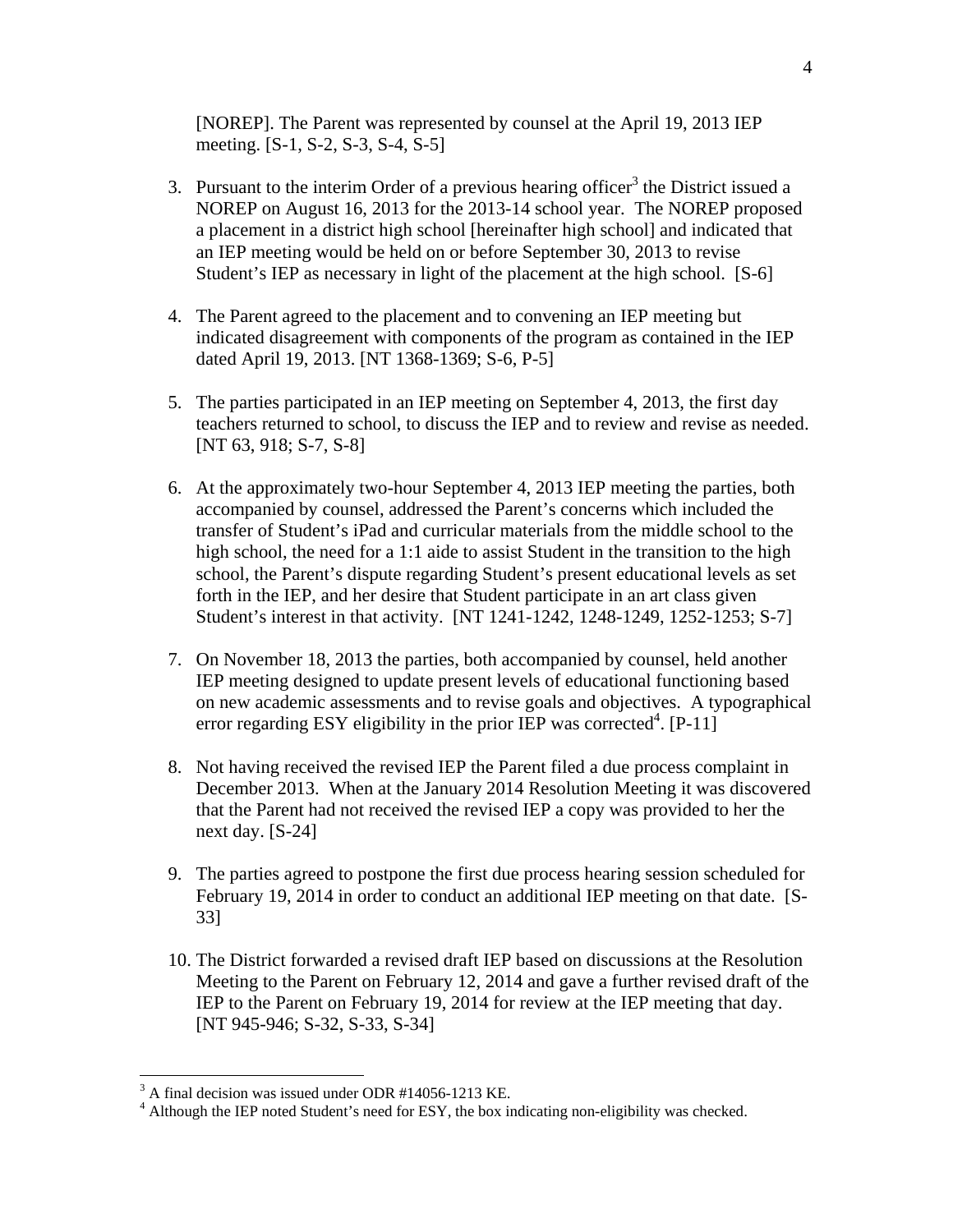[NOREP]. The Parent was represented by counsel at the April 19, 2013 IEP meeting. [S-1, S-2, S-3, S-4, S-5]

3. Pursuant to the interim Order of a previous hearing officer[3] the District issued a NOREP on August 16, 2013 for the 2013-14 school year. The NOREP proposed a placement in a district high school [hereinafter high school] and indicated that an IEP meeting would be held on or before September 30, 2013 to revise Student's IEP as necessary in light of the placement at the high school. [S-6]

4. The Parent agreed to the placement and to convening an IEP meeting but indicated disagreement with components of the program as contained in the IEP dated April 19, 2013. [NT 1368-1369; S-6, P-5]

5. The parties participated in an IEP meeting on September 4, 2013, the first day teachers returned to school, to discuss the IEP and to review and revise as needed. [NT 63, 918; S-7, S-8]

6. At the approximately two-hour September 4, 2013 IEP meeting the parties, both accompanied by counsel, addressed the Parent's concerns which included the transfer of Student's iPad and curricular materials from the middle school to the high school, the need for a 1:1 aide to assist Student in the transition to the high school, the Parent's dispute regarding Student's present educational levels as set forth in the IEP, and her desire that Student participate in an art class given Student's interest in that activity. [NT 1241-1242, 1248-1249, 1252-1253; S-7]

7. On November 18, 2013 the parties, both accompanied by counsel, held another IEP meeting designed to update present levels of educational functioning based on new academic assessments and to revise goals and objectives. A typographical error regarding ESY eligibility in the prior IEP was corrected[4]. [P-11]

8. Not having received the revised IEP the Parent filed a due process complaint in December 2013. When at the January 2014 Resolution Meeting it was discovered that the Parent had not received the revised IEP a copy was provided to her the next day. [S-24]

9. The parties agreed to postpone the first due process hearing session scheduled for February 19, 2014 in order to conduct an additional IEP meeting on that date. [S-33]

10. The District forwarded a revised draft IEP based on discussions at the Resolution Meeting to the Parent on February 12, 2014 and gave a further revised draft of the IEP to the Parent on February 19, 2014 for review at the IEP meeting that day. [NT 945-946; S-32, S-33, S-34]

---

[3] A final decision was issued under ODR #14056-1213 KE.

[4] Although the IEP noted Student's need for ESY, the box indicating non-eligibility was checked.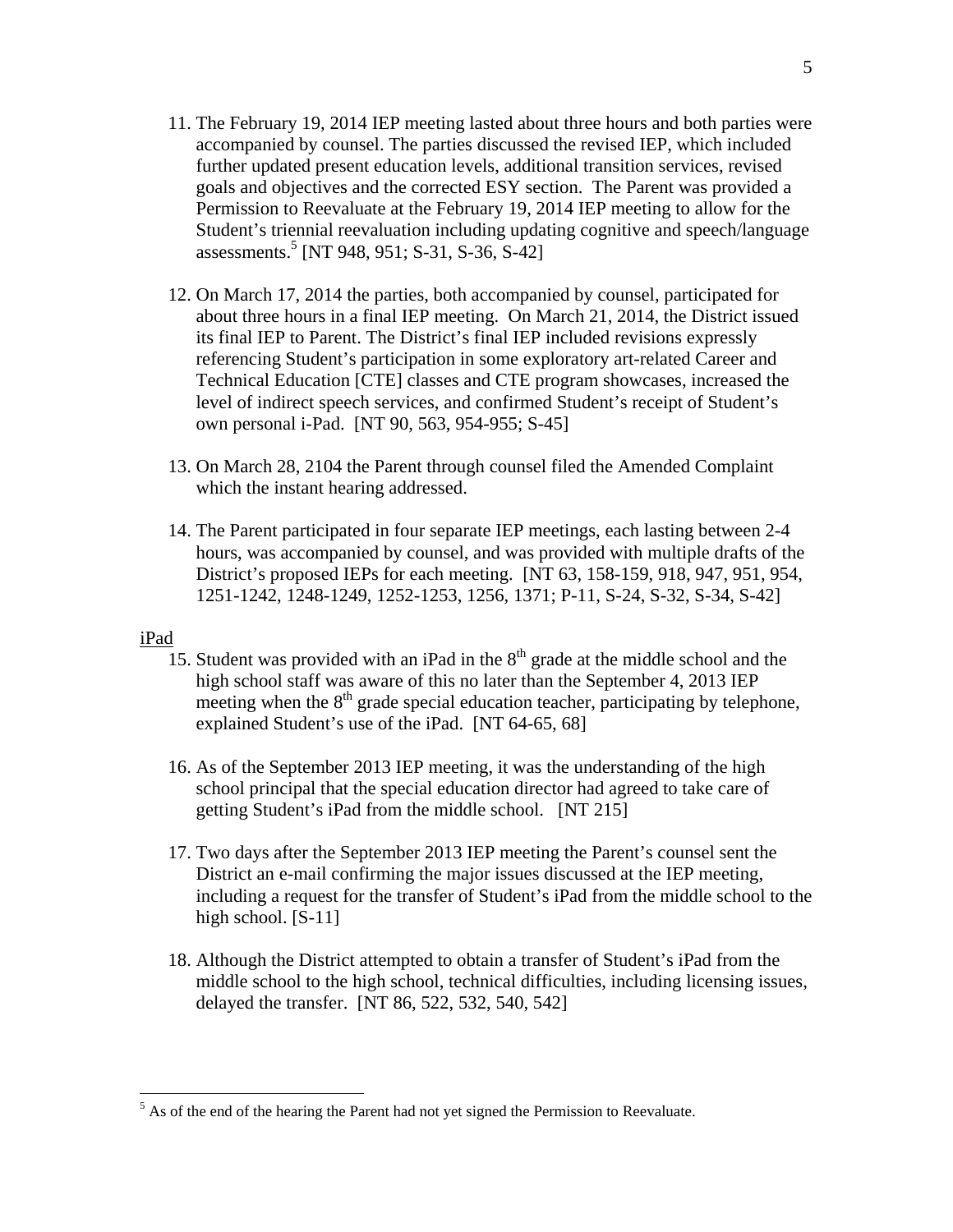11. The February 19, 2014 IEP meeting lasted about three hours and both parties were accompanied by counsel. The parties discussed the revised IEP, which included further updated present education levels, additional transition services, revised goals and objectives and the corrected ESY section. The Parent was provided a Permission to Reevaluate at the February 19, 2014 IEP meeting to allow for the Student's triennial reevaluation including updating cognitive and speech/language assessments.[5] [NT 948, 951; S-31, S-36, S-42]

12. On March 17, 2014 the parties, both accompanied by counsel, participated for about three hours in a final IEP meeting. On March 21, 2014, the District issued its final IEP to Parent. The District's final IEP included revisions expressly referencing Student's participation in some exploratory art-related Career and Technical Education [CTE] classes and CTE program showcases, increased the level of indirect speech services, and confirmed Student's receipt of Student's own personal i-Pad. [NT 90, 563, 954-955; S-45]

13. On March 28, 2104 the Parent through counsel filed the Amended Complaint which the instant hearing addressed.

14. The Parent participated in four separate IEP meetings, each lasting between 2-4 hours, was accompanied by counsel, and was provided with multiple drafts of the District's proposed IEPs for each meeting. [NT 63, 158-159, 918, 947, 951, 954, 1251-1242, 1248-1249, 1252-1253, 1256, 1371; P-11, S-24, S-32, S-34, S-42]

<u>iPad</u>

15. Student was provided with an iPad in the 8th grade at the middle school and the high school staff was aware of this no later than the September 4, 2013 IEP meeting when the 8th grade special education teacher, participating by telephone, explained Student's use of the iPad. [NT 64-65, 68]

16. As of the September 2013 IEP meeting, it was the understanding of the high school principal that the special education director had agreed to take care of getting Student's iPad from the middle school. [NT 215]

17. Two days after the September 2013 IEP meeting the Parent's counsel sent the District an e-mail confirming the major issues discussed at the IEP meeting, including a request for the transfer of Student's iPad from the middle school to the high school. [S-11]

18. Although the District attempted to obtain a transfer of Student's iPad from the middle school to the high school, technical difficulties, including licensing issues, delayed the transfer. [NT 86, 522, 532, 540, 542]

---

[5] As of the end of the hearing the Parent had not yet signed the Permission to Reevaluate.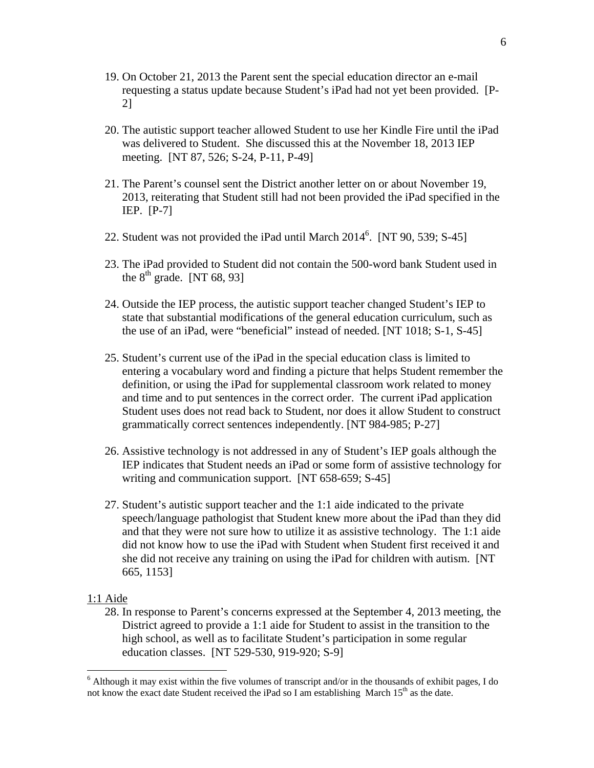19. On October 21, 2013 the Parent sent the special education director an e-mail requesting a status update because Student's iPad had not yet been provided. [P-2]

20. The autistic support teacher allowed Student to use her Kindle Fire until the iPad was delivered to Student. She discussed this at the November 18, 2013 IEP meeting. [NT 87, 526; S-24, P-11, P-49]

21. The Parent's counsel sent the District another letter on or about November 19, 2013, reiterating that Student still had not been provided the iPad specified in the IEP. [P-7]

22. Student was not provided the iPad until March 2014[6]. [NT 90, 539; S-45]

23. The iPad provided to Student did not contain the 500-word bank Student used in the 8th grade. [NT 68, 93]

24. Outside the IEP process, the autistic support teacher changed Student's IEP to state that substantial modifications of the general education curriculum, such as the use of an iPad, were "beneficial" instead of needed. [NT 1018; S-1, S-45]

25. Student's current use of the iPad in the special education class is limited to entering a vocabulary word and finding a picture that helps Student remember the definition, or using the iPad for supplemental classroom work related to money and time and to put sentences in the correct order. The current iPad application Student uses does not read back to Student, nor does it allow Student to construct grammatically correct sentences independently. [NT 984-985; P-27]

26. Assistive technology is not addressed in any of Student's IEP goals although the IEP indicates that Student needs an iPad or some form of assistive technology for writing and communication support. [NT 658-659; S-45]

27. Student's autistic support teacher and the 1:1 aide indicated to the private speech/language pathologist that Student knew more about the iPad than they did and that they were not sure how to utilize it as assistive technology. The 1:1 aide did not know how to use the iPad with Student when Student first received it and she did not receive any training on using the iPad for children with autism. [NT 665, 1153]

<u>1:1 Aide</u>

28. In response to Parent's concerns expressed at the September 4, 2013 meeting, the District agreed to provide a 1:1 aide for Student to assist in the transition to the high school, as well as to facilitate Student's participation in some regular education classes. [NT 529-530, 919-920; S-9]

---

[6] Although it may exist within the five volumes of transcript and/or in the thousands of exhibit pages, I do not know the exact date Student received the iPad so I am establishing March 15th as the date.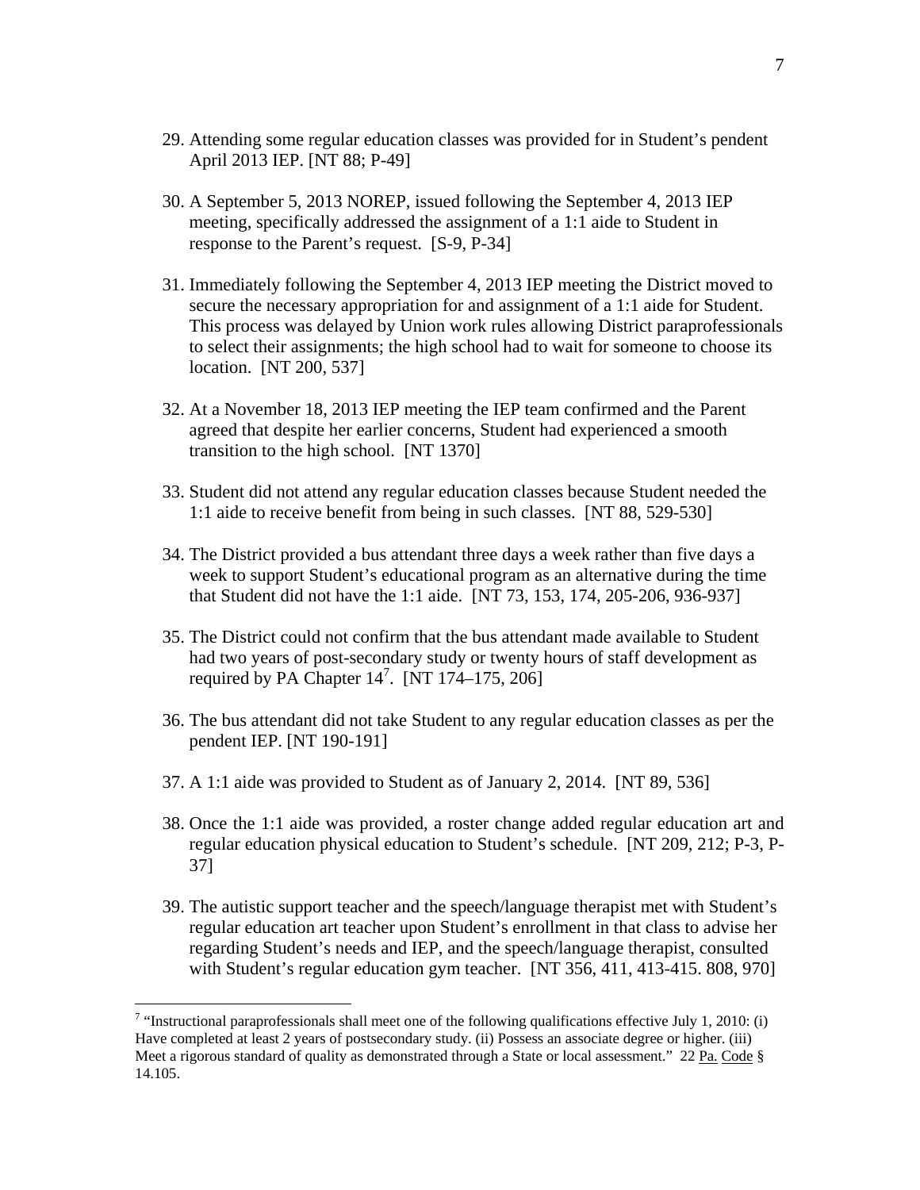29. Attending some regular education classes was provided for in Student's pendent April 2013 IEP. [NT 88; P-49]

30. A September 5, 2013 NOREP, issued following the September 4, 2013 IEP meeting, specifically addressed the assignment of a 1:1 aide to Student in response to the Parent's request. [S-9, P-34]

31. Immediately following the September 4, 2013 IEP meeting the District moved to secure the necessary appropriation for and assignment of a 1:1 aide for Student. This process was delayed by Union work rules allowing District paraprofessionals to select their assignments; the high school had to wait for someone to choose its location. [NT 200, 537]

32. At a November 18, 2013 IEP meeting the IEP team confirmed and the Parent agreed that despite her earlier concerns, Student had experienced a smooth transition to the high school. [NT 1370]

33. Student did not attend any regular education classes because Student needed the 1:1 aide to receive benefit from being in such classes. [NT 88, 529-530]

34. The District provided a bus attendant three days a week rather than five days a week to support Student's educational program as an alternative during the time that Student did not have the 1:1 aide. [NT 73, 153, 174, 205-206, 936-937]

35. The District could not confirm that the bus attendant made available to Student had two years of post-secondary study or twenty hours of staff development as required by PA Chapter 14[7]. [NT 174–175, 206]

36. The bus attendant did not take Student to any regular education classes as per the pendent IEP. [NT 190-191]

37. A 1:1 aide was provided to Student as of January 2, 2014. [NT 89, 536]

38. Once the 1:1 aide was provided, a roster change added regular education art and regular education physical education to Student's schedule. [NT 209, 212; P-3, P-37]

39. The autistic support teacher and the speech/language therapist met with Student's regular education art teacher upon Student's enrollment in that class to advise her regarding Student's needs and IEP, and the speech/language therapist, consulted with Student's regular education gym teacher. [NT 356, 411, 413-415. 808, 970]

---

[7] "Instructional paraprofessionals shall meet one of the following qualifications effective July 1, 2010: (i) Have completed at least 2 years of postsecondary study. (ii) Possess an associate degree or higher. (iii) Meet a rigorous standard of quality as demonstrated through a State or local assessment." 22 Pa. Code § 14.105.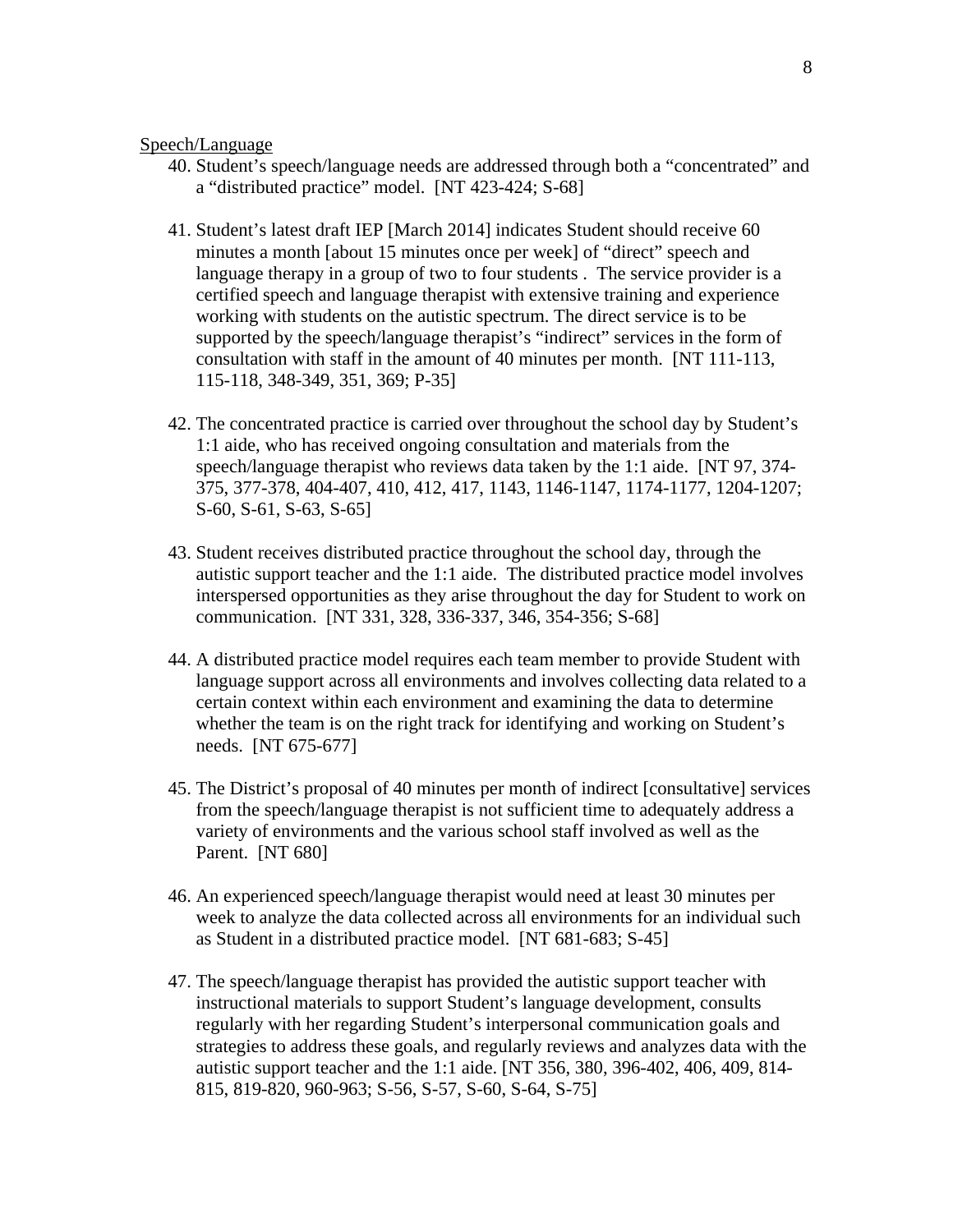Speech/Language

40. Student's speech/language needs are addressed through both a "concentrated" and a "distributed practice" model. [NT 423-424; S-68]

41. Student's latest draft IEP [March 2014] indicates Student should receive 60 minutes a month [about 15 minutes once per week] of "direct" speech and language therapy in a group of two to four students . The service provider is a certified speech and language therapist with extensive training and experience working with students on the autistic spectrum. The direct service is to be supported by the speech/language therapist's "indirect" services in the form of consultation with staff in the amount of 40 minutes per month. [NT 111-113, 115-118, 348-349, 351, 369; P-35]

42. The concentrated practice is carried over throughout the school day by Student's 1:1 aide, who has received ongoing consultation and materials from the speech/language therapist who reviews data taken by the 1:1 aide. [NT 97, 374-375, 377-378, 404-407, 410, 412, 417, 1143, 1146-1147, 1174-1177, 1204-1207; S-60, S-61, S-63, S-65]

43. Student receives distributed practice throughout the school day, through the autistic support teacher and the 1:1 aide. The distributed practice model involves interspersed opportunities as they arise throughout the day for Student to work on communication. [NT 331, 328, 336-337, 346, 354-356; S-68]

44. A distributed practice model requires each team member to provide Student with language support across all environments and involves collecting data related to a certain context within each environment and examining the data to determine whether the team is on the right track for identifying and working on Student's needs. [NT 675-677]

45. The District's proposal of 40 minutes per month of indirect [consultative] services from the speech/language therapist is not sufficient time to adequately address a variety of environments and the various school staff involved as well as the Parent. [NT 680]

46. An experienced speech/language therapist would need at least 30 minutes per week to analyze the data collected across all environments for an individual such as Student in a distributed practice model. [NT 681-683; S-45]

47. The speech/language therapist has provided the autistic support teacher with instructional materials to support Student's language development, consults regularly with her regarding Student's interpersonal communication goals and strategies to address these goals, and regularly reviews and analyzes data with the autistic support teacher and the 1:1 aide. [NT 356, 380, 396-402, 406, 409, 814-815, 819-820, 960-963; S-56, S-57, S-60, S-64, S-75]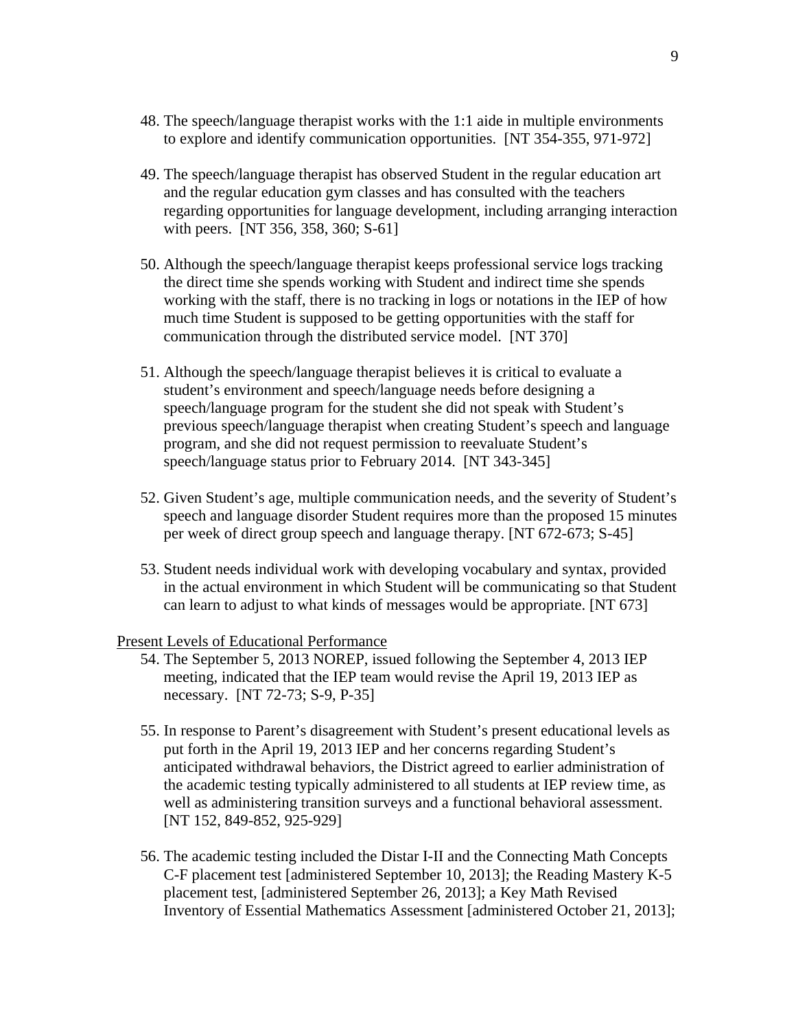48. The speech/language therapist works with the 1:1 aide in multiple environments to explore and identify communication opportunities. [NT 354-355, 971-972]

49. The speech/language therapist has observed Student in the regular education art and the regular education gym classes and has consulted with the teachers regarding opportunities for language development, including arranging interaction with peers. [NT 356, 358, 360; S-61]

50. Although the speech/language therapist keeps professional service logs tracking the direct time she spends working with Student and indirect time she spends working with the staff, there is no tracking in logs or notations in the IEP of how much time Student is supposed to be getting opportunities with the staff for communication through the distributed service model. [NT 370]

51. Although the speech/language therapist believes it is critical to evaluate a student's environment and speech/language needs before designing a speech/language program for the student she did not speak with Student's previous speech/language therapist when creating Student's speech and language program, and she did not request permission to reevaluate Student's speech/language status prior to February 2014. [NT 343-345]

52. Given Student's age, multiple communication needs, and the severity of Student's speech and language disorder Student requires more than the proposed 15 minutes per week of direct group speech and language therapy. [NT 672-673; S-45]

53. Student needs individual work with developing vocabulary and syntax, provided in the actual environment in which Student will be communicating so that Student can learn to adjust to what kinds of messages would be appropriate. [NT 673]

<u>Present Levels of Educational Performance</u>

54. The September 5, 2013 NOREP, issued following the September 4, 2013 IEP meeting, indicated that the IEP team would revise the April 19, 2013 IEP as necessary. [NT 72-73; S-9, P-35]

55. In response to Parent's disagreement with Student's present educational levels as put forth in the April 19, 2013 IEP and her concerns regarding Student's anticipated withdrawal behaviors, the District agreed to earlier administration of the academic testing typically administered to all students at IEP review time, as well as administering transition surveys and a functional behavioral assessment. [NT 152, 849-852, 925-929]

56. The academic testing included the Distar I-II and the Connecting Math Concepts C-F placement test [administered September 10, 2013]; the Reading Mastery K-5 placement test, [administered September 26, 2013]; a Key Math Revised Inventory of Essential Mathematics Assessment [administered October 21, 2013];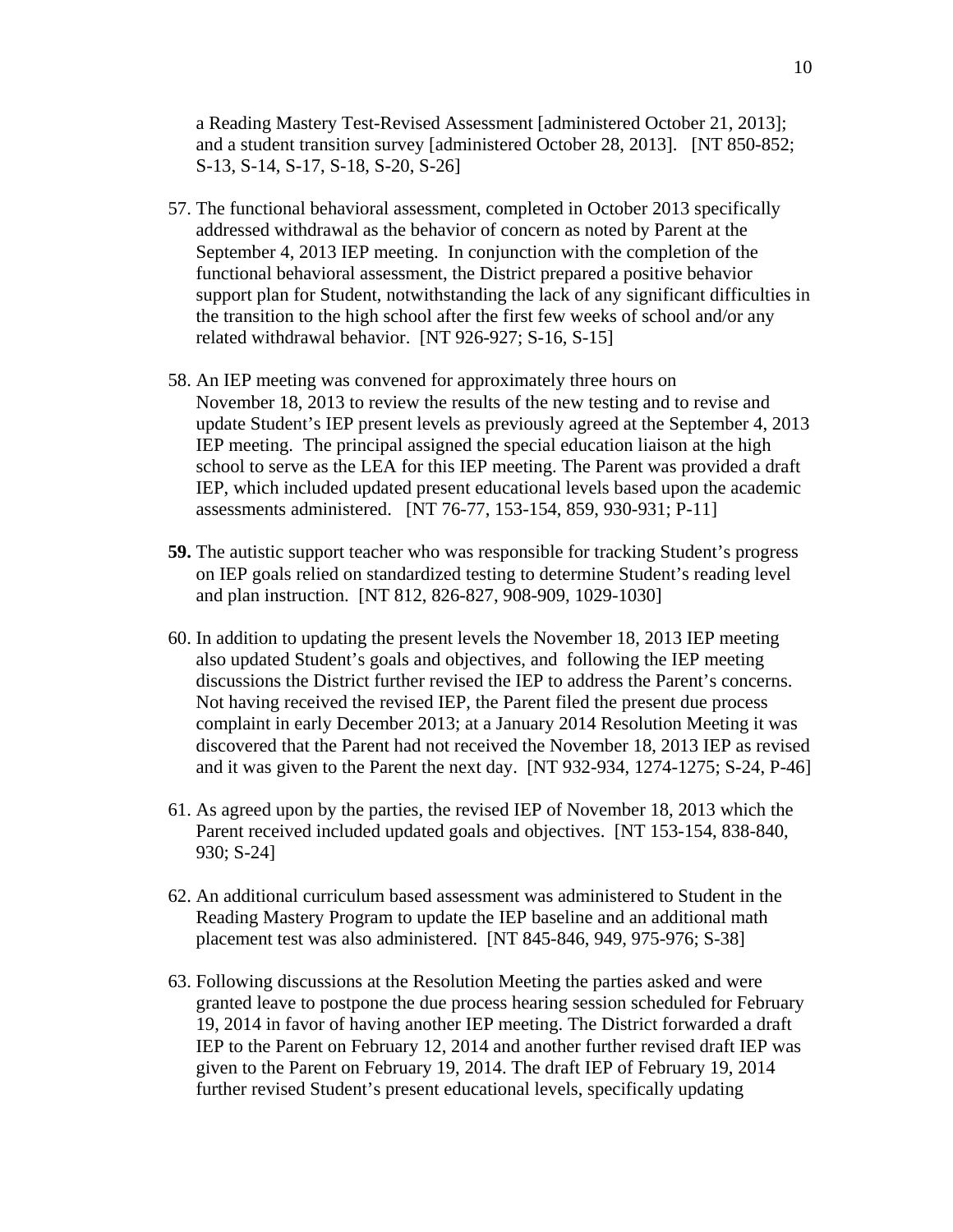a Reading Mastery Test-Revised Assessment [administered October 21, 2013]; and a student transition survey [administered October 28, 2013]. [NT 850-852; S-13, S-14, S-17, S-18, S-20, S-26]

57. The functional behavioral assessment, completed in October 2013 specifically addressed withdrawal as the behavior of concern as noted by Parent at the September 4, 2013 IEP meeting. In conjunction with the completion of the functional behavioral assessment, the District prepared a positive behavior support plan for Student, notwithstanding the lack of any significant difficulties in the transition to the high school after the first few weeks of school and/or any related withdrawal behavior. [NT 926-927; S-16, S-15]

58. An IEP meeting was convened for approximately three hours on November 18, 2013 to review the results of the new testing and to revise and update Student's IEP present levels as previously agreed at the September 4, 2013 IEP meeting. The principal assigned the special education liaison at the high school to serve as the LEA for this IEP meeting. The Parent was provided a draft IEP, which included updated present educational levels based upon the academic assessments administered. [NT 76-77, 153-154, 859, 930-931; P-11]

**59.** The autistic support teacher who was responsible for tracking Student's progress on IEP goals relied on standardized testing to determine Student's reading level and plan instruction. [NT 812, 826-827, 908-909, 1029-1030]

60. In addition to updating the present levels the November 18, 2013 IEP meeting also updated Student's goals and objectives, and following the IEP meeting discussions the District further revised the IEP to address the Parent's concerns. Not having received the revised IEP, the Parent filed the present due process complaint in early December 2013; at a January 2014 Resolution Meeting it was discovered that the Parent had not received the November 18, 2013 IEP as revised and it was given to the Parent the next day. [NT 932-934, 1274-1275; S-24, P-46]

61. As agreed upon by the parties, the revised IEP of November 18, 2013 which the Parent received included updated goals and objectives. [NT 153-154, 838-840, 930; S-24]

62. An additional curriculum based assessment was administered to Student in the Reading Mastery Program to update the IEP baseline and an additional math placement test was also administered. [NT 845-846, 949, 975-976; S-38]

63. Following discussions at the Resolution Meeting the parties asked and were granted leave to postpone the due process hearing session scheduled for February 19, 2014 in favor of having another IEP meeting. The District forwarded a draft IEP to the Parent on February 12, 2014 and another further revised draft IEP was given to the Parent on February 19, 2014. The draft IEP of February 19, 2014 further revised Student's present educational levels, specifically updating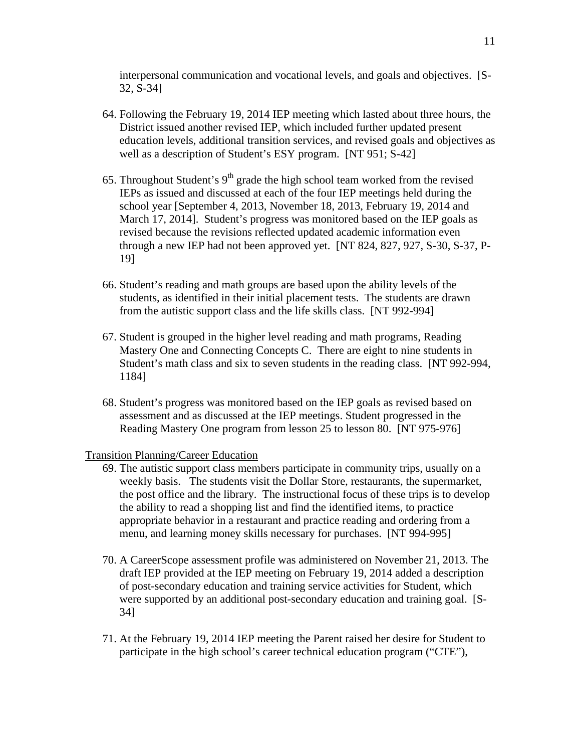interpersonal communication and vocational levels, and goals and objectives. [S-32, S-34]

64. Following the February 19, 2014 IEP meeting which lasted about three hours, the District issued another revised IEP, which included further updated present education levels, additional transition services, and revised goals and objectives as well as a description of Student's ESY program. [NT 951; S-42]

65. Throughout Student's 9th grade the high school team worked from the revised IEPs as issued and discussed at each of the four IEP meetings held during the school year [September 4, 2013, November 18, 2013, February 19, 2014 and March 17, 2014]. Student's progress was monitored based on the IEP goals as revised because the revisions reflected updated academic information even through a new IEP had not been approved yet. [NT 824, 827, 927, S-30, S-37, P-19]

66. Student's reading and math groups are based upon the ability levels of the students, as identified in their initial placement tests. The students are drawn from the autistic support class and the life skills class. [NT 992-994]

67. Student is grouped in the higher level reading and math programs, Reading Mastery One and Connecting Concepts C. There are eight to nine students in Student's math class and six to seven students in the reading class. [NT 992-994, 1184]

68. Student's progress was monitored based on the IEP goals as revised based on assessment and as discussed at the IEP meetings. Student progressed in the Reading Mastery One program from lesson 25 to lesson 80. [NT 975-976]

Transition Planning/Career Education

69. The autistic support class members participate in community trips, usually on a weekly basis. The students visit the Dollar Store, restaurants, the supermarket, the post office and the library. The instructional focus of these trips is to develop the ability to read a shopping list and find the identified items, to practice appropriate behavior in a restaurant and practice reading and ordering from a menu, and learning money skills necessary for purchases. [NT 994-995]

70. A CareerScope assessment profile was administered on November 21, 2013. The draft IEP provided at the IEP meeting on February 19, 2014 added a description of post-secondary education and training service activities for Student, which were supported by an additional post-secondary education and training goal. [S-34]

71. At the February 19, 2014 IEP meeting the Parent raised her desire for Student to participate in the high school's career technical education program ("CTE"),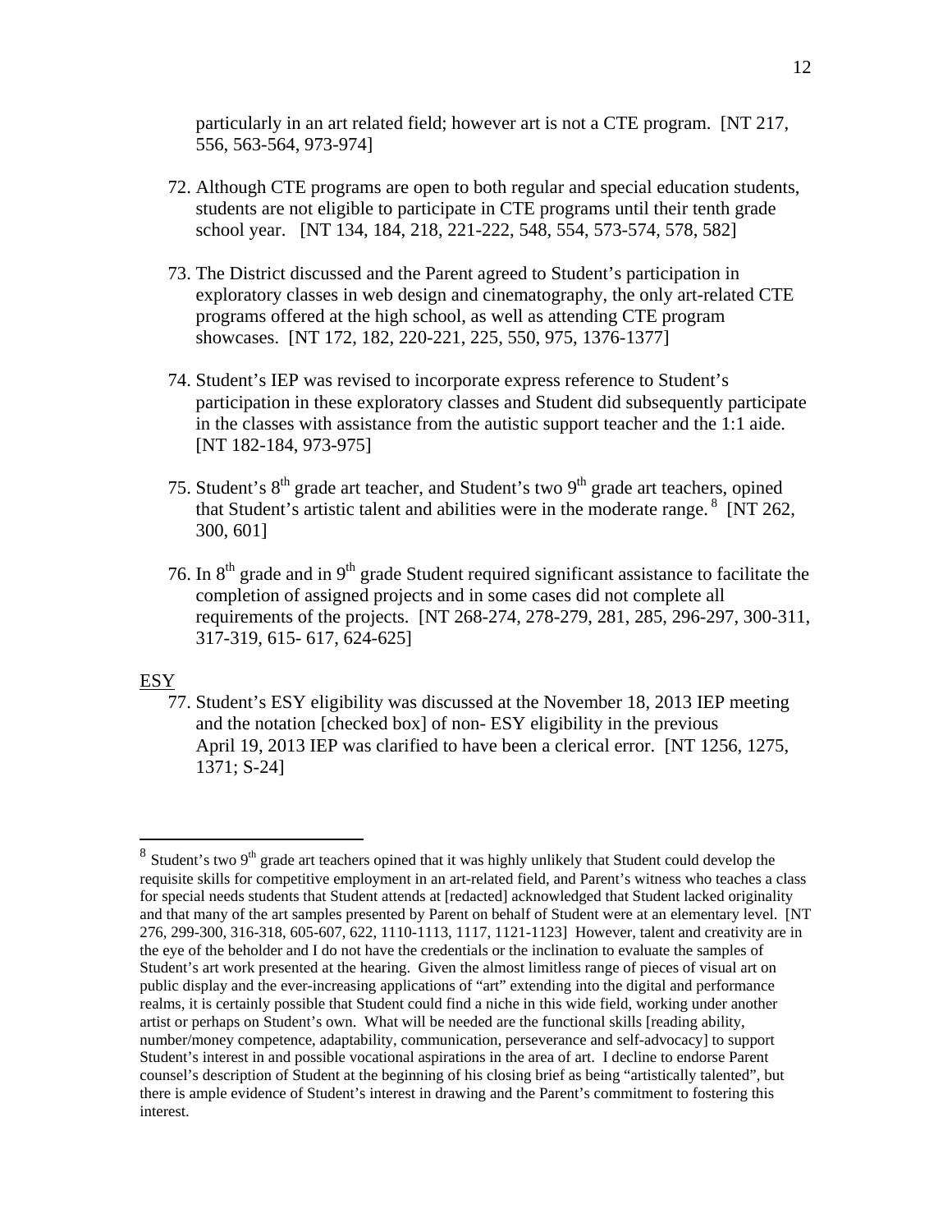particularly in an art related field; however art is not a CTE program. [NT 217, 556, 563-564, 973-974]

72. Although CTE programs are open to both regular and special education students, students are not eligible to participate in CTE programs until their tenth grade school year. [NT 134, 184, 218, 221-222, 548, 554, 573-574, 578, 582]

73. The District discussed and the Parent agreed to Student's participation in exploratory classes in web design and cinematography, the only art-related CTE programs offered at the high school, as well as attending CTE program showcases. [NT 172, 182, 220-221, 225, 550, 975, 1376-1377]

74. Student's IEP was revised to incorporate express reference to Student's participation in these exploratory classes and Student did subsequently participate in the classes with assistance from the autistic support teacher and the 1:1 aide. [NT 182-184, 973-975]

75. Student's 8th grade art teacher, and Student's two 9th grade art teachers, opined that Student's artistic talent and abilities were in the moderate range. [8] [NT 262, 300, 601]

76. In 8th grade and in 9th grade Student required significant assistance to facilitate the completion of assigned projects and in some cases did not complete all requirements of the projects. [NT 268-274, 278-279, 281, 285, 296-297, 300-311, 317-319, 615- 617, 624-625]

ESY

77. Student's ESY eligibility was discussed at the November 18, 2013 IEP meeting and the notation [checked box] of non- ESY eligibility in the previous April 19, 2013 IEP was clarified to have been a clerical error. [NT 1256, 1275, 1371; S-24]

---

[8] Student's two 9th grade art teachers opined that it was highly unlikely that Student could develop the requisite skills for competitive employment in an art-related field, and Parent's witness who teaches a class for special needs students that Student attends at [redacted] acknowledged that Student lacked originality and that many of the art samples presented by Parent on behalf of Student were at an elementary level. [NT 276, 299-300, 316-318, 605-607, 622, 1110-1113, 1117, 1121-1123] However, talent and creativity are in the eye of the beholder and I do not have the credentials or the inclination to evaluate the samples of Student's art work presented at the hearing. Given the almost limitless range of pieces of visual art on public display and the ever-increasing applications of "art" extending into the digital and performance realms, it is certainly possible that Student could find a niche in this wide field, working under another artist or perhaps on Student's own. What will be needed are the functional skills [reading ability, number/money competence, adaptability, communication, perseverance and self-advocacy] to support Student's interest in and possible vocational aspirations in the area of art. I decline to endorse Parent counsel's description of Student at the beginning of his closing brief as being "artistically talented", but there is ample evidence of Student's interest in drawing and the Parent's commitment to fostering this interest.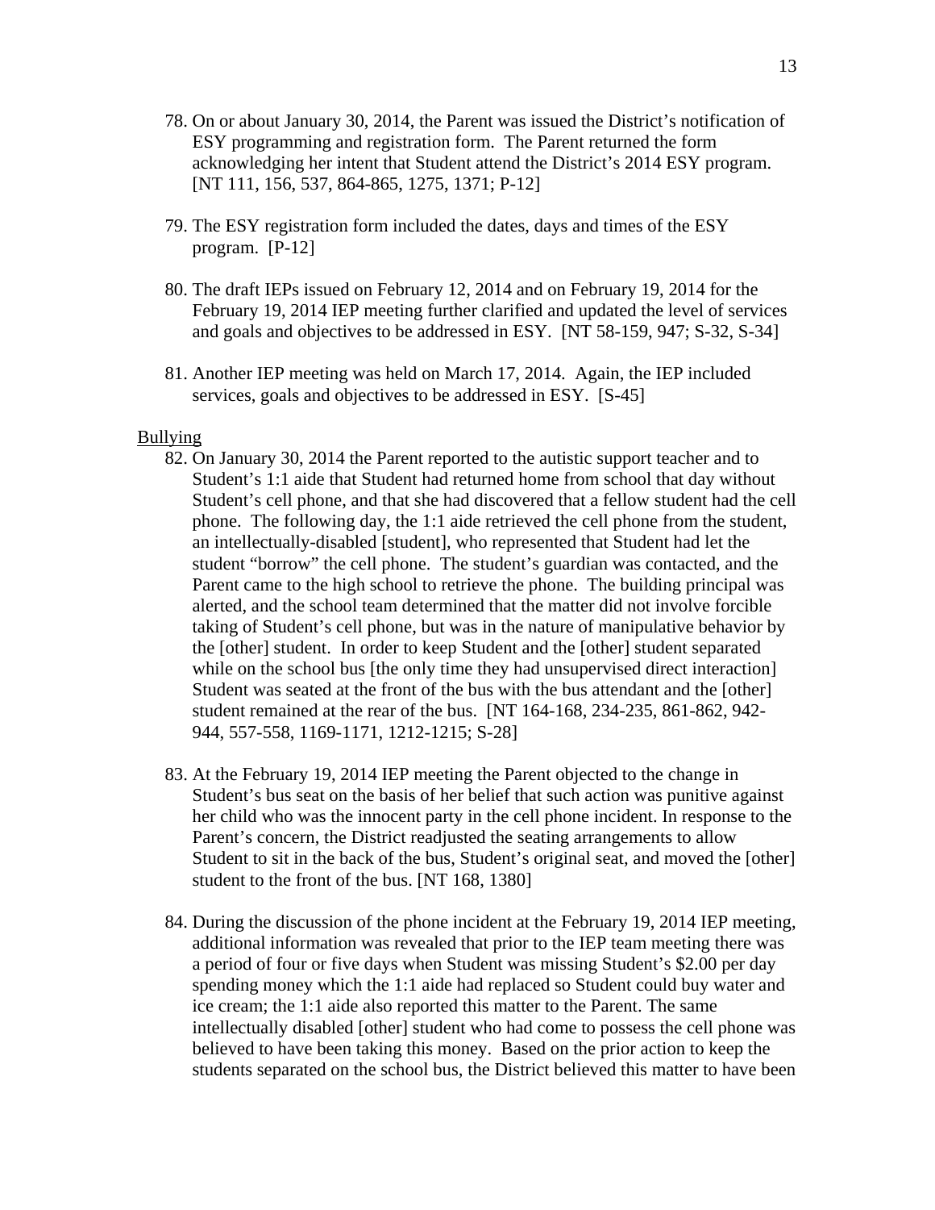78. On or about January 30, 2014, the Parent was issued the District's notification of ESY programming and registration form. The Parent returned the form acknowledging her intent that Student attend the District's 2014 ESY program. [NT 111, 156, 537, 864-865, 1275, 1371; P-12]

79. The ESY registration form included the dates, days and times of the ESY program. [P-12]

80. The draft IEPs issued on February 12, 2014 and on February 19, 2014 for the February 19, 2014 IEP meeting further clarified and updated the level of services and goals and objectives to be addressed in ESY. [NT 58-159, 947; S-32, S-34]

81. Another IEP meeting was held on March 17, 2014. Again, the IEP included services, goals and objectives to be addressed in ESY. [S-45]

Bullying

82. On January 30, 2014 the Parent reported to the autistic support teacher and to Student's 1:1 aide that Student had returned home from school that day without Student's cell phone, and that she had discovered that a fellow student had the cell phone. The following day, the 1:1 aide retrieved the cell phone from the student, an intellectually-disabled [student], who represented that Student had let the student "borrow" the cell phone. The student's guardian was contacted, and the Parent came to the high school to retrieve the phone. The building principal was alerted, and the school team determined that the matter did not involve forcible taking of Student's cell phone, but was in the nature of manipulative behavior by the [other] student. In order to keep Student and the [other] student separated while on the school bus [the only time they had unsupervised direct interaction] Student was seated at the front of the bus with the bus attendant and the [other] student remained at the rear of the bus. [NT 164-168, 234-235, 861-862, 942-944, 557-558, 1169-1171, 1212-1215; S-28]

83. At the February 19, 2014 IEP meeting the Parent objected to the change in Student's bus seat on the basis of her belief that such action was punitive against her child who was the innocent party in the cell phone incident. In response to the Parent's concern, the District readjusted the seating arrangements to allow Student to sit in the back of the bus, Student's original seat, and moved the [other] student to the front of the bus. [NT 168, 1380]

84. During the discussion of the phone incident at the February 19, 2014 IEP meeting, additional information was revealed that prior to the IEP team meeting there was a period of four or five days when Student was missing Student's $2.00 per day spending money which the 1:1 aide had replaced so Student could buy water and ice cream; the 1:1 aide also reported this matter to the Parent. The same intellectually disabled [other] student who had come to possess the cell phone was believed to have been taking this money. Based on the prior action to keep the students separated on the school bus, the District believed this matter to have been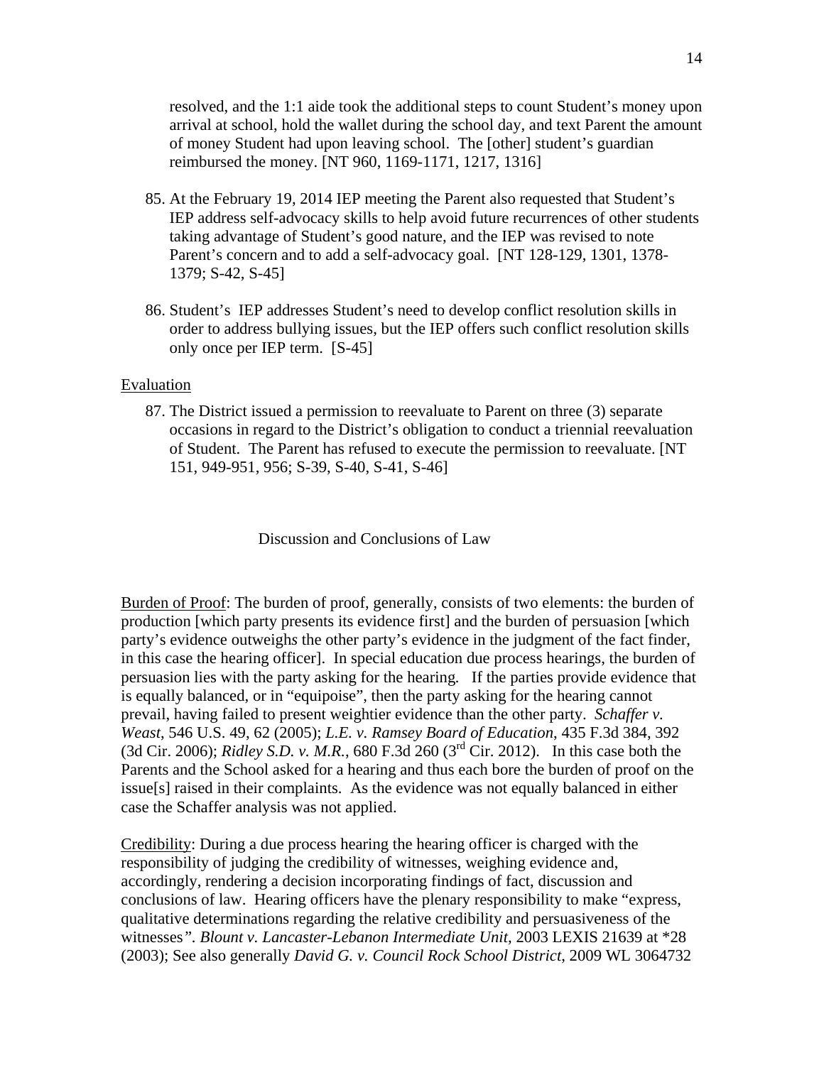resolved, and the 1:1 aide took the additional steps to count Student's money upon arrival at school, hold the wallet during the school day, and text Parent the amount of money Student had upon leaving school. The [other] student's guardian reimbursed the money. [NT 960, 1169-1171, 1217, 1316]

85. At the February 19, 2014 IEP meeting the Parent also requested that Student's IEP address self-advocacy skills to help avoid future recurrences of other students taking advantage of Student's good nature, and the IEP was revised to note Parent's concern and to add a self-advocacy goal. [NT 128-129, 1301, 1378-1379; S-42, S-45]

86. Student's IEP addresses Student's need to develop conflict resolution skills in order to address bullying issues, but the IEP offers such conflict resolution skills only once per IEP term. [S-45]

Evaluation

87. The District issued a permission to reevaluate to Parent on three (3) separate occasions in regard to the District's obligation to conduct a triennial reevaluation of Student. The Parent has refused to execute the permission to reevaluate. [NT 151, 949-951, 956; S-39, S-40, S-41, S-46]

## Discussion and Conclusions of Law

Burden of Proof: The burden of proof, generally, consists of two elements: the burden of production [which party presents its evidence first] and the burden of persuasion [which party's evidence outweighs the other party's evidence in the judgment of the fact finder, in this case the hearing officer]. In special education due process hearings, the burden of persuasion lies with the party asking for the hearing. If the parties provide evidence that is equally balanced, or in "equipoise", then the party asking for the hearing cannot prevail, having failed to present weightier evidence than the other party. *Schaffer v. Weast*, 546 U.S. 49, 62 (2005); *L.E. v. Ramsey Board of Education*, 435 F.3d 384, 392 (3d Cir. 2006); *Ridley S.D. v. M.R.*, 680 F.3d 260 (3rd Cir. 2012). In this case both the Parents and the School asked for a hearing and thus each bore the burden of proof on the issue[s] raised in their complaints. As the evidence was not equally balanced in either case the Schaffer analysis was not applied.

Credibility: During a due process hearing the hearing officer is charged with the responsibility of judging the credibility of witnesses, weighing evidence and, accordingly, rendering a decision incorporating findings of fact, discussion and conclusions of law. Hearing officers have the plenary responsibility to make "express, qualitative determinations regarding the relative credibility and persuasiveness of the witnesses". *Blount v. Lancaster-Lebanon Intermediate Unit*, 2003 LEXIS 21639 at *28 (2003); See also generally *David G. v. Council Rock School District*, 2009 WL 3064732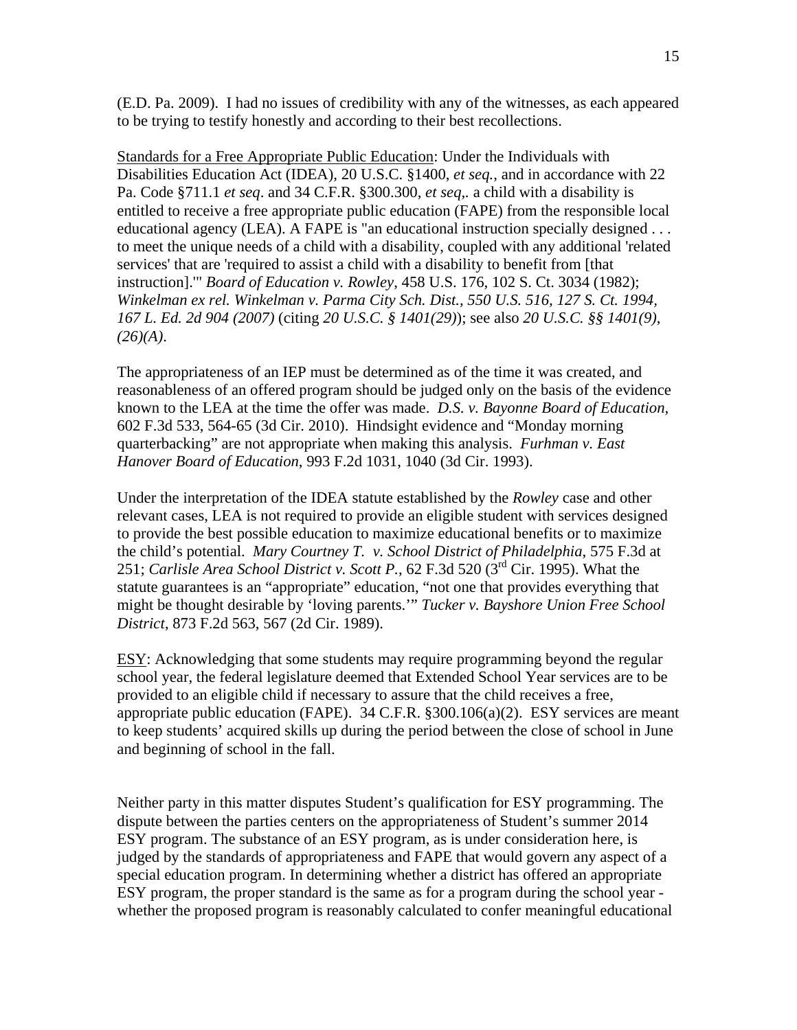(E.D. Pa. 2009). I had no issues of credibility with any of the witnesses, as each appeared to be trying to testify honestly and according to their best recollections.

<u>Standards for a Free Appropriate Public Education</u>: Under the Individuals with Disabilities Education Act (IDEA), 20 U.S.C. §1400, *et seq.*, and in accordance with 22 Pa. Code §711.1 *et seq*. and 34 C.F.R. §300.300, *et seq,*. a child with a disability is entitled to receive a free appropriate public education (FAPE) from the responsible local educational agency (LEA). A FAPE is "an educational instruction specially designed . . . to meet the unique needs of a child with a disability, coupled with any additional 'related services' that are 'required to assist a child with a disability to benefit from [that instruction].'" *Board of Education v. Rowley*, 458 U.S. 176, 102 S. Ct. 3034 (1982); *Winkelman ex rel. Winkelman v. Parma City Sch. Dist., 550 U.S. 516, 127 S. Ct. 1994, 167 L. Ed. 2d 904 (2007)* (citing *20 U.S.C. § 1401(29)*); see also *20 U.S.C. §§ 1401(9), (26)(A)*.

The appropriateness of an IEP must be determined as of the time it was created, and reasonableness of an offered program should be judged only on the basis of the evidence known to the LEA at the time the offer was made. *D.S. v. Bayonne Board of Education*, 602 F.3d 533, 564-65 (3d Cir. 2010). Hindsight evidence and "Monday morning quarterbacking" are not appropriate when making this analysis. *Furhman v. East Hanover Board of Education*, 993 F.2d 1031, 1040 (3d Cir. 1993).

Under the interpretation of the IDEA statute established by the *Rowley* case and other relevant cases, LEA is not required to provide an eligible student with services designed to provide the best possible education to maximize educational benefits or to maximize the child's potential. *Mary Courtney T. v. School District of Philadelphia*, 575 F.3d at 251; *Carlisle Area School District v. Scott P.*, 62 F.3d 520 (3rd Cir. 1995). What the statute guarantees is an "appropriate" education, "not one that provides everything that might be thought desirable by 'loving parents.'" *Tucker v. Bayshore Union Free School District*, 873 F.2d 563, 567 (2d Cir. 1989).

<u>ESY</u>: Acknowledging that some students may require programming beyond the regular school year, the federal legislature deemed that Extended School Year services are to be provided to an eligible child if necessary to assure that the child receives a free, appropriate public education (FAPE). 34 C.F.R. §300.106(a)(2). ESY services are meant to keep students' acquired skills up during the period between the close of school in June and beginning of school in the fall.

Neither party in this matter disputes Student's qualification for ESY programming. The dispute between the parties centers on the appropriateness of Student's summer 2014 ESY program. The substance of an ESY program, as is under consideration here, is judged by the standards of appropriateness and FAPE that would govern any aspect of a special education program. In determining whether a district has offered an appropriate ESY program, the proper standard is the same as for a program during the school year - whether the proposed program is reasonably calculated to confer meaningful educational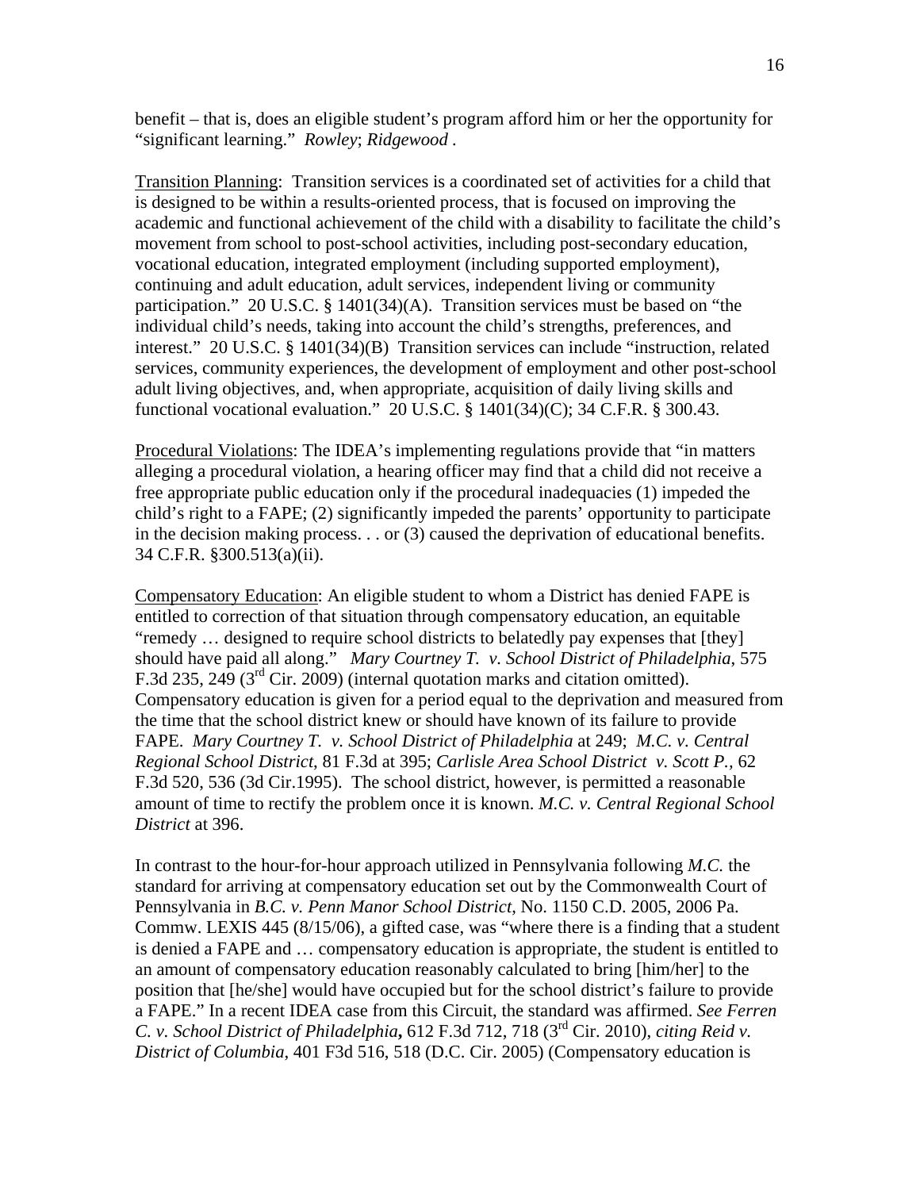benefit – that is, does an eligible student's program afford him or her the opportunity for "significant learning." *Rowley*; *Ridgewood* .

Transition Planning: Transition services is a coordinated set of activities for a child that is designed to be within a results-oriented process, that is focused on improving the academic and functional achievement of the child with a disability to facilitate the child's movement from school to post-school activities, including post-secondary education, vocational education, integrated employment (including supported employment), continuing and adult education, adult services, independent living or community participation." 20 U.S.C. § 1401(34)(A). Transition services must be based on "the individual child's needs, taking into account the child's strengths, preferences, and interest." 20 U.S.C. § 1401(34)(B) Transition services can include "instruction, related services, community experiences, the development of employment and other post-school adult living objectives, and, when appropriate, acquisition of daily living skills and functional vocational evaluation." 20 U.S.C. § 1401(34)(C); 34 C.F.R. § 300.43.

Procedural Violations: The IDEA's implementing regulations provide that "in matters alleging a procedural violation, a hearing officer may find that a child did not receive a free appropriate public education only if the procedural inadequacies (1) impeded the child's right to a FAPE; (2) significantly impeded the parents' opportunity to participate in the decision making process. . . or (3) caused the deprivation of educational benefits. 34 C.F.R. §300.513(a)(ii).

Compensatory Education: An eligible student to whom a District has denied FAPE is entitled to correction of that situation through compensatory education, an equitable "remedy … designed to require school districts to belatedly pay expenses that [they] should have paid all along." *Mary Courtney T. v. School District of Philadelphia*, 575 F.3d 235, 249 (3rd Cir. 2009) (internal quotation marks and citation omitted). Compensatory education is given for a period equal to the deprivation and measured from the time that the school district knew or should have known of its failure to provide FAPE. *Mary Courtney T. v. School District of Philadelphia* at 249; *M.C. v. Central Regional School District*, 81 F.3d at 395; *Carlisle Area School District v. Scott P.*, 62 F.3d 520, 536 (3d Cir.1995). The school district, however, is permitted a reasonable amount of time to rectify the problem once it is known. *M.C. v. Central Regional School District* at 396.

In contrast to the hour-for-hour approach utilized in Pennsylvania following *M.C.* the standard for arriving at compensatory education set out by the Commonwealth Court of Pennsylvania in *B.C. v. Penn Manor School District*, No. 1150 C.D. 2005, 2006 Pa. Commw. LEXIS 445 (8/15/06), a gifted case, was "where there is a finding that a student is denied a FAPE and … compensatory education is appropriate, the student is entitled to an amount of compensatory education reasonably calculated to bring [him/her] to the position that [he/she] would have occupied but for the school district's failure to provide a FAPE." In a recent IDEA case from this Circuit, the standard was affirmed. *See Ferren C. v. School District of Philadelphia***,** 612 F.3d 712, 718 (3rd Cir. 2010), *citing Reid v. District of Columbia*, 401 F3d 516, 518 (D.C. Cir. 2005) (Compensatory education is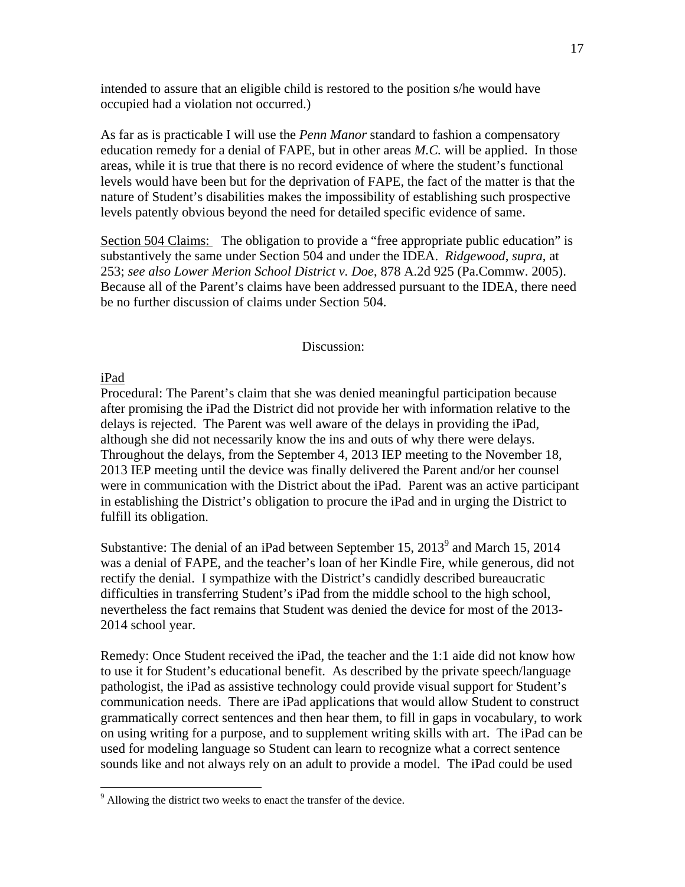intended to assure that an eligible child is restored to the position s/he would have occupied had a violation not occurred.)

As far as is practicable I will use the *Penn Manor* standard to fashion a compensatory education remedy for a denial of FAPE, but in other areas *M.C.* will be applied. In those areas, while it is true that there is no record evidence of where the student's functional levels would have been but for the deprivation of FAPE, the fact of the matter is that the nature of Student's disabilities makes the impossibility of establishing such prospective levels patently obvious beyond the need for detailed specific evidence of same.

Section 504 Claims: The obligation to provide a "free appropriate public education" is substantively the same under Section 504 and under the IDEA. *Ridgewood*, *supra*, at 253; *see also Lower Merion School District v. Doe*, 878 A.2d 925 (Pa.Commw. 2005). Because all of the Parent's claims have been addressed pursuant to the IDEA, there need be no further discussion of claims under Section 504.

## Discussion:

iPad

Procedural: The Parent's claim that she was denied meaningful participation because after promising the iPad the District did not provide her with information relative to the delays is rejected. The Parent was well aware of the delays in providing the iPad, although she did not necessarily know the ins and outs of why there were delays. Throughout the delays, from the September 4, 2013 IEP meeting to the November 18, 2013 IEP meeting until the device was finally delivered the Parent and/or her counsel were in communication with the District about the iPad. Parent was an active participant in establishing the District's obligation to procure the iPad and in urging the District to fulfill its obligation.

Substantive: The denial of an iPad between September 15, 2013[9] and March 15, 2014 was a denial of FAPE, and the teacher's loan of her Kindle Fire, while generous, did not rectify the denial. I sympathize with the District's candidly described bureaucratic difficulties in transferring Student's iPad from the middle school to the high school, nevertheless the fact remains that Student was denied the device for most of the 2013-2014 school year.

Remedy: Once Student received the iPad, the teacher and the 1:1 aide did not know how to use it for Student's educational benefit. As described by the private speech/language pathologist, the iPad as assistive technology could provide visual support for Student's communication needs. There are iPad applications that would allow Student to construct grammatically correct sentences and then hear them, to fill in gaps in vocabulary, to work on using writing for a purpose, and to supplement writing skills with art. The iPad can be used for modeling language so Student can learn to recognize what a correct sentence sounds like and not always rely on an adult to provide a model. The iPad could be used

[9] Allowing the district two weeks to enact the transfer of the device.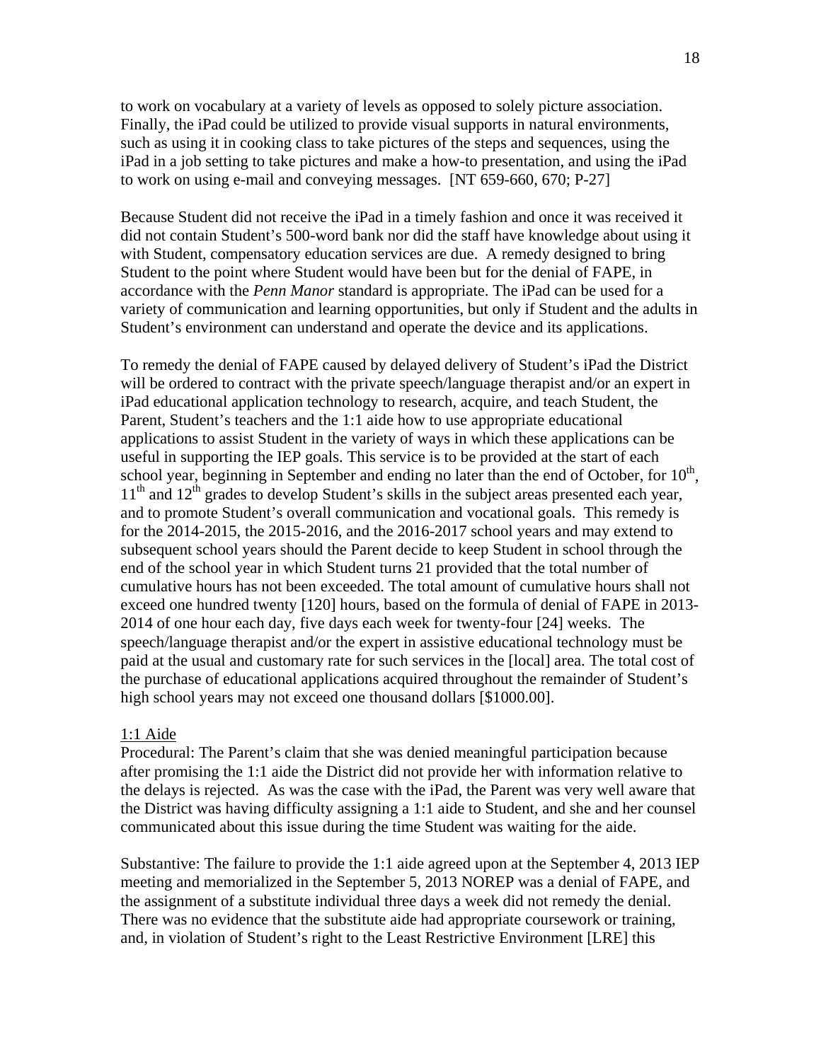to work on vocabulary at a variety of levels as opposed to solely picture association. Finally, the iPad could be utilized to provide visual supports in natural environments, such as using it in cooking class to take pictures of the steps and sequences, using the iPad in a job setting to take pictures and make a how-to presentation, and using the iPad to work on using e-mail and conveying messages. [NT 659-660, 670; P-27]

Because Student did not receive the iPad in a timely fashion and once it was received it did not contain Student's 500-word bank nor did the staff have knowledge about using it with Student, compensatory education services are due. A remedy designed to bring Student to the point where Student would have been but for the denial of FAPE, in accordance with the *Penn Manor* standard is appropriate. The iPad can be used for a variety of communication and learning opportunities, but only if Student and the adults in Student's environment can understand and operate the device and its applications.

To remedy the denial of FAPE caused by delayed delivery of Student's iPad the District will be ordered to contract with the private speech/language therapist and/or an expert in iPad educational application technology to research, acquire, and teach Student, the Parent, Student's teachers and the 1:1 aide how to use appropriate educational applications to assist Student in the variety of ways in which these applications can be useful in supporting the IEP goals. This service is to be provided at the start of each school year, beginning in September and ending no later than the end of October, for 10th, 11th and 12th grades to develop Student's skills in the subject areas presented each year, and to promote Student's overall communication and vocational goals. This remedy is for the 2014-2015, the 2015-2016, and the 2016-2017 school years and may extend to subsequent school years should the Parent decide to keep Student in school through the end of the school year in which Student turns 21 provided that the total number of cumulative hours has not been exceeded. The total amount of cumulative hours shall not exceed one hundred twenty [120] hours, based on the formula of denial of FAPE in 2013-2014 of one hour each day, five days each week for twenty-four [24] weeks. The speech/language therapist and/or the expert in assistive educational technology must be paid at the usual and customary rate for such services in the [local] area. The total cost of the purchase of educational applications acquired throughout the remainder of Student's high school years may not exceed one thousand dollars [$1000.00].

1:1 Aide

Procedural: The Parent's claim that she was denied meaningful participation because after promising the 1:1 aide the District did not provide her with information relative to the delays is rejected. As was the case with the iPad, the Parent was very well aware that the District was having difficulty assigning a 1:1 aide to Student, and she and her counsel communicated about this issue during the time Student was waiting for the aide.

Substantive: The failure to provide the 1:1 aide agreed upon at the September 4, 2013 IEP meeting and memorialized in the September 5, 2013 NOREP was a denial of FAPE, and the assignment of a substitute individual three days a week did not remedy the denial. There was no evidence that the substitute aide had appropriate coursework or training, and, in violation of Student's right to the Least Restrictive Environment [LRE] this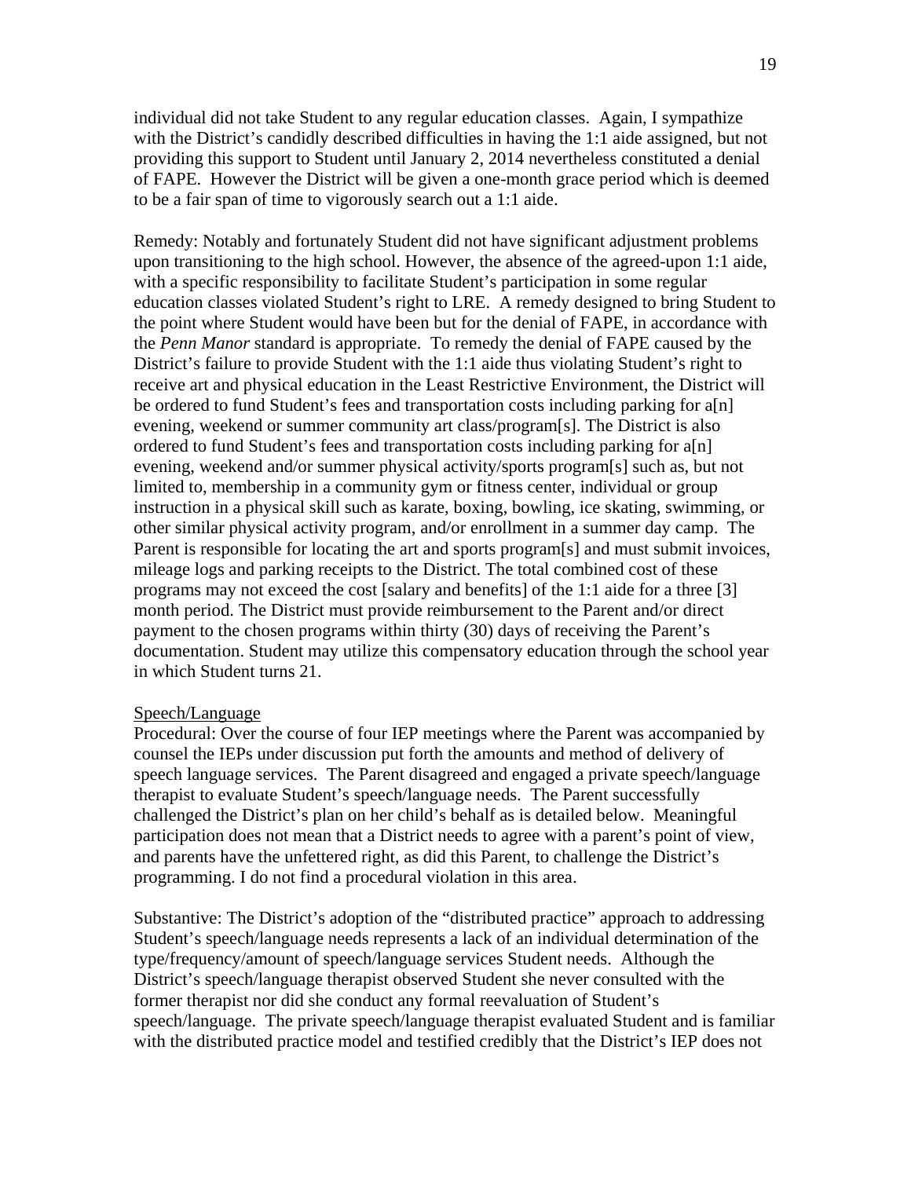individual did not take Student to any regular education classes. Again, I sympathize with the District's candidly described difficulties in having the 1:1 aide assigned, but not providing this support to Student until January 2, 2014 nevertheless constituted a denial of FAPE. However the District will be given a one-month grace period which is deemed to be a fair span of time to vigorously search out a 1:1 aide.

Remedy: Notably and fortunately Student did not have significant adjustment problems upon transitioning to the high school. However, the absence of the agreed-upon 1:1 aide, with a specific responsibility to facilitate Student's participation in some regular education classes violated Student's right to LRE. A remedy designed to bring Student to the point where Student would have been but for the denial of FAPE, in accordance with the *Penn Manor* standard is appropriate. To remedy the denial of FAPE caused by the District's failure to provide Student with the 1:1 aide thus violating Student's right to receive art and physical education in the Least Restrictive Environment, the District will be ordered to fund Student's fees and transportation costs including parking for a[n] evening, weekend or summer community art class/program[s]. The District is also ordered to fund Student's fees and transportation costs including parking for a[n] evening, weekend and/or summer physical activity/sports program[s] such as, but not limited to, membership in a community gym or fitness center, individual or group instruction in a physical skill such as karate, boxing, bowling, ice skating, swimming, or other similar physical activity program, and/or enrollment in a summer day camp. The Parent is responsible for locating the art and sports program[s] and must submit invoices, mileage logs and parking receipts to the District. The total combined cost of these programs may not exceed the cost [salary and benefits] of the 1:1 aide for a three [3] month period. The District must provide reimbursement to the Parent and/or direct payment to the chosen programs within thirty (30) days of receiving the Parent's documentation. Student may utilize this compensatory education through the school year in which Student turns 21.

<u>Speech/Language</u>

Procedural: Over the course of four IEP meetings where the Parent was accompanied by counsel the IEPs under discussion put forth the amounts and method of delivery of speech language services. The Parent disagreed and engaged a private speech/language therapist to evaluate Student's speech/language needs. The Parent successfully challenged the District's plan on her child's behalf as is detailed below. Meaningful participation does not mean that a District needs to agree with a parent's point of view, and parents have the unfettered right, as did this Parent, to challenge the District's programming. I do not find a procedural violation in this area.

Substantive: The District's adoption of the "distributed practice" approach to addressing Student's speech/language needs represents a lack of an individual determination of the type/frequency/amount of speech/language services Student needs. Although the District's speech/language therapist observed Student she never consulted with the former therapist nor did she conduct any formal reevaluation of Student's speech/language. The private speech/language therapist evaluated Student and is familiar with the distributed practice model and testified credibly that the District's IEP does not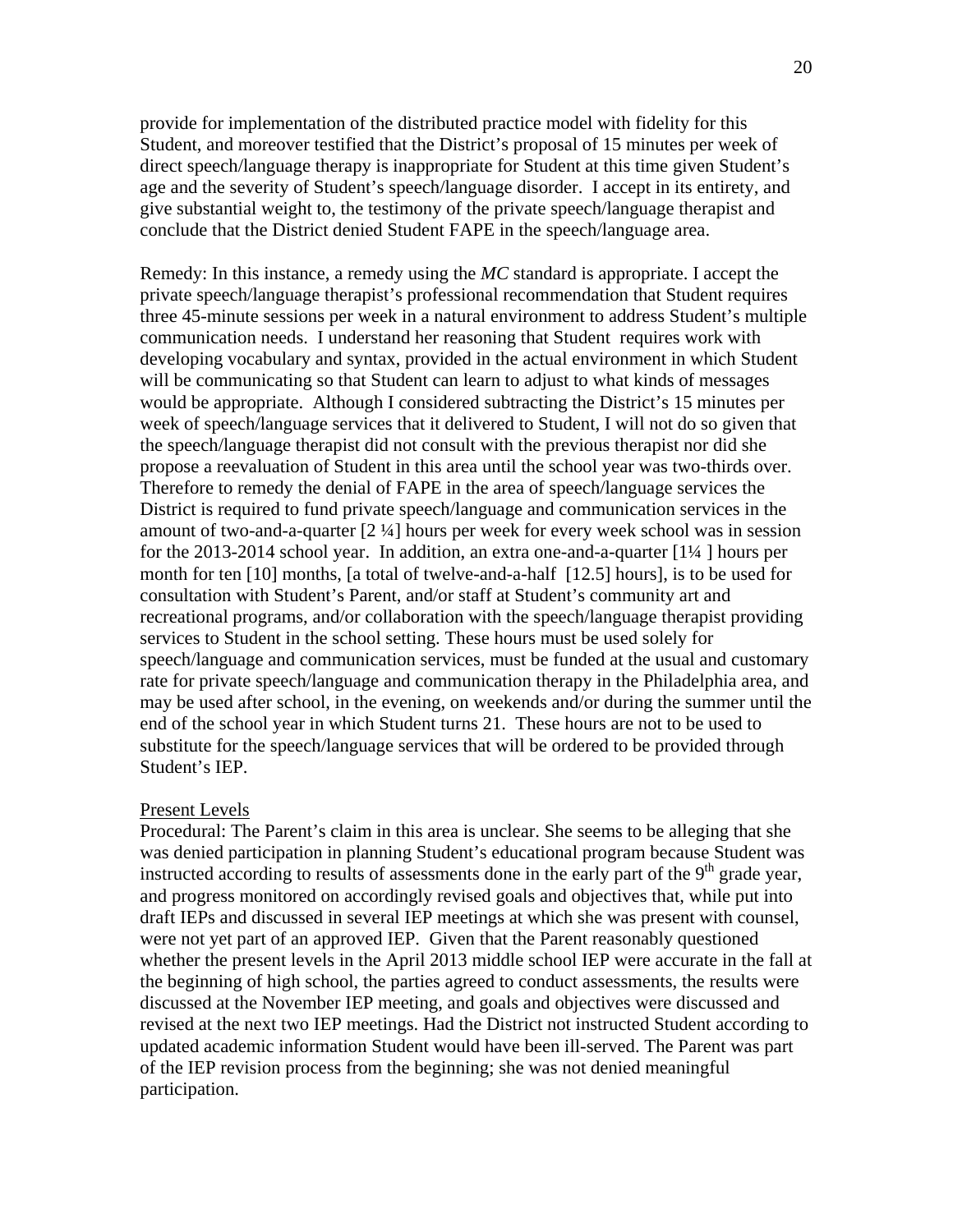provide for implementation of the distributed practice model with fidelity for this Student, and moreover testified that the District's proposal of 15 minutes per week of direct speech/language therapy is inappropriate for Student at this time given Student's age and the severity of Student's speech/language disorder. I accept in its entirety, and give substantial weight to, the testimony of the private speech/language therapist and conclude that the District denied Student FAPE in the speech/language area.

Remedy: In this instance, a remedy using the *MC* standard is appropriate. I accept the private speech/language therapist's professional recommendation that Student requires three 45-minute sessions per week in a natural environment to address Student's multiple communication needs. I understand her reasoning that Student requires work with developing vocabulary and syntax, provided in the actual environment in which Student will be communicating so that Student can learn to adjust to what kinds of messages would be appropriate. Although I considered subtracting the District's 15 minutes per week of speech/language services that it delivered to Student, I will not do so given that the speech/language therapist did not consult with the previous therapist nor did she propose a reevaluation of Student in this area until the school year was two-thirds over. Therefore to remedy the denial of FAPE in the area of speech/language services the District is required to fund private speech/language and communication services in the amount of two-and-a-quarter [2 ¼] hours per week for every week school was in session for the 2013-2014 school year. In addition, an extra one-and-a-quarter [1¼ ] hours per month for ten [10] months, [a total of twelve-and-a-half [12.5] hours], is to be used for consultation with Student's Parent, and/or staff at Student's community art and recreational programs, and/or collaboration with the speech/language therapist providing services to Student in the school setting. These hours must be used solely for speech/language and communication services, must be funded at the usual and customary rate for private speech/language and communication therapy in the Philadelphia area, and may be used after school, in the evening, on weekends and/or during the summer until the end of the school year in which Student turns 21. These hours are not to be used to substitute for the speech/language services that will be ordered to be provided through Student's IEP.

Present Levels

Procedural: The Parent's claim in this area is unclear. She seems to be alleging that she was denied participation in planning Student's educational program because Student was instructed according to results of assessments done in the early part of the 9th grade year, and progress monitored on accordingly revised goals and objectives that, while put into draft IEPs and discussed in several IEP meetings at which she was present with counsel, were not yet part of an approved IEP. Given that the Parent reasonably questioned whether the present levels in the April 2013 middle school IEP were accurate in the fall at the beginning of high school, the parties agreed to conduct assessments, the results were discussed at the November IEP meeting, and goals and objectives were discussed and revised at the next two IEP meetings. Had the District not instructed Student according to updated academic information Student would have been ill-served. The Parent was part of the IEP revision process from the beginning; she was not denied meaningful participation.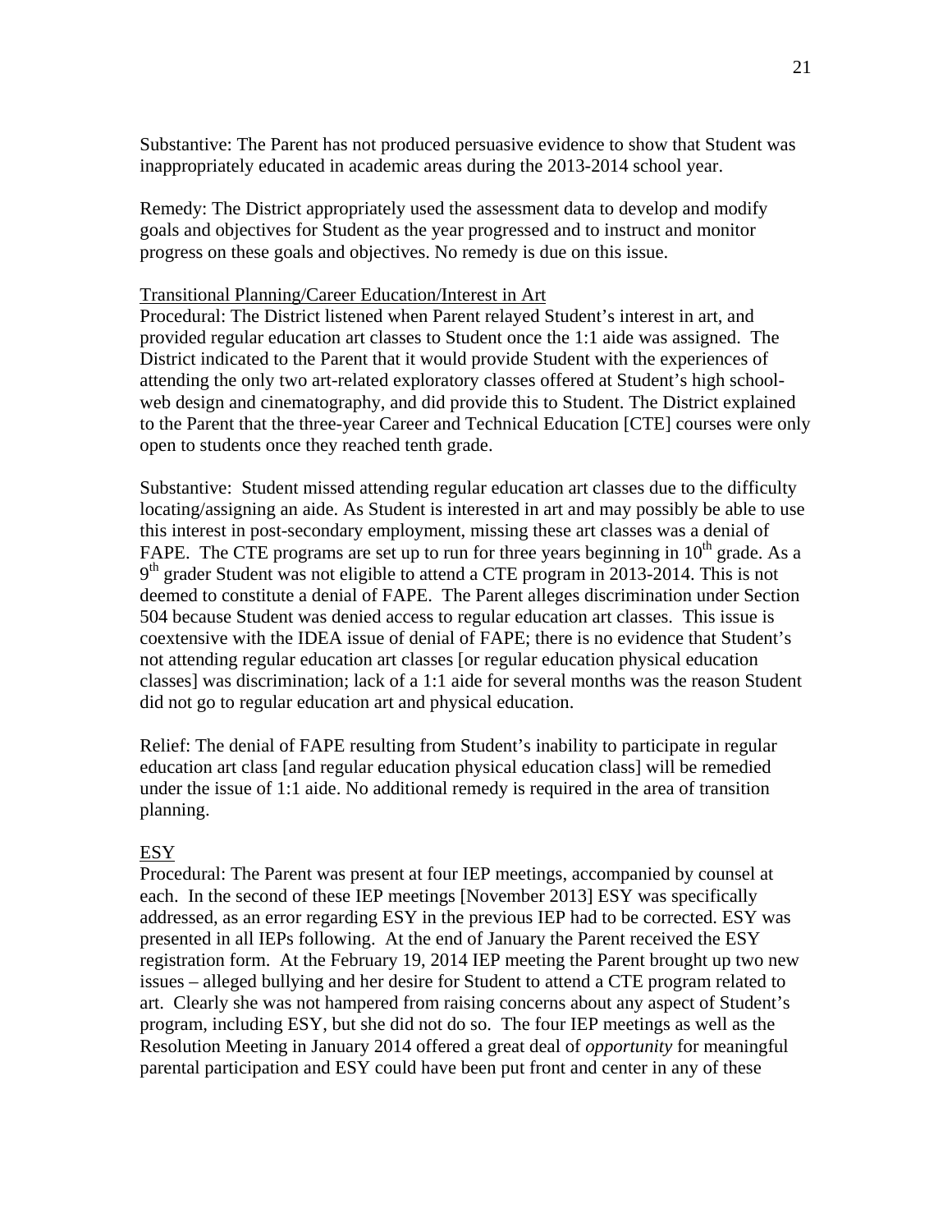Substantive: The Parent has not produced persuasive evidence to show that Student was inappropriately educated in academic areas during the 2013-2014 school year.

Remedy: The District appropriately used the assessment data to develop and modify goals and objectives for Student as the year progressed and to instruct and monitor progress on these goals and objectives. No remedy is due on this issue.

<u>Transitional Planning/Career Education/Interest in Art</u>
Procedural: The District listened when Parent relayed Student's interest in art, and provided regular education art classes to Student once the 1:1 aide was assigned. The District indicated to the Parent that it would provide Student with the experiences of attending the only two art-related exploratory classes offered at Student's high school- web design and cinematography, and did provide this to Student. The District explained to the Parent that the three-year Career and Technical Education [CTE] courses were only open to students once they reached tenth grade.

Substantive: Student missed attending regular education art classes due to the difficulty locating/assigning an aide. As Student is interested in art and may possibly be able to use this interest in post-secondary employment, missing these art classes was a denial of FAPE. The CTE programs are set up to run for three years beginning in 10th grade. As a 9th grader Student was not eligible to attend a CTE program in 2013-2014. This is not deemed to constitute a denial of FAPE. The Parent alleges discrimination under Section 504 because Student was denied access to regular education art classes. This issue is coextensive with the IDEA issue of denial of FAPE; there is no evidence that Student's not attending regular education art classes [or regular education physical education classes] was discrimination; lack of a 1:1 aide for several months was the reason Student did not go to regular education art and physical education.

Relief: The denial of FAPE resulting from Student's inability to participate in regular education art class [and regular education physical education class] will be remedied under the issue of 1:1 aide. No additional remedy is required in the area of transition planning.

<u>ESY</u>
Procedural: The Parent was present at four IEP meetings, accompanied by counsel at each. In the second of these IEP meetings [November 2013] ESY was specifically addressed, as an error regarding ESY in the previous IEP had to be corrected. ESY was presented in all IEPs following. At the end of January the Parent received the ESY registration form. At the February 19, 2014 IEP meeting the Parent brought up two new issues – alleged bullying and her desire for Student to attend a CTE program related to art. Clearly she was not hampered from raising concerns about any aspect of Student's program, including ESY, but she did not do so. The four IEP meetings as well as the Resolution Meeting in January 2014 offered a great deal of *opportunity* for meaningful parental participation and ESY could have been put front and center in any of these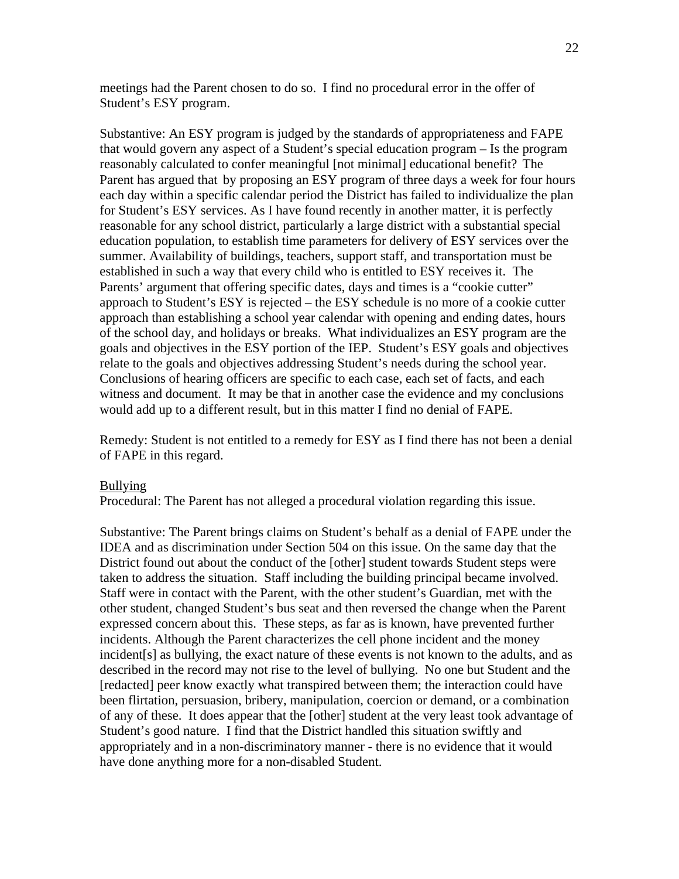meetings had the Parent chosen to do so. I find no procedural error in the offer of Student's ESY program.

Substantive: An ESY program is judged by the standards of appropriateness and FAPE that would govern any aspect of a Student's special education program – Is the program reasonably calculated to confer meaningful [not minimal] educational benefit? The Parent has argued that by proposing an ESY program of three days a week for four hours each day within a specific calendar period the District has failed to individualize the plan for Student's ESY services. As I have found recently in another matter, it is perfectly reasonable for any school district, particularly a large district with a substantial special education population, to establish time parameters for delivery of ESY services over the summer. Availability of buildings, teachers, support staff, and transportation must be established in such a way that every child who is entitled to ESY receives it. The Parents' argument that offering specific dates, days and times is a "cookie cutter" approach to Student's ESY is rejected – the ESY schedule is no more of a cookie cutter approach than establishing a school year calendar with opening and ending dates, hours of the school day, and holidays or breaks. What individualizes an ESY program are the goals and objectives in the ESY portion of the IEP. Student's ESY goals and objectives relate to the goals and objectives addressing Student's needs during the school year. Conclusions of hearing officers are specific to each case, each set of facts, and each witness and document. It may be that in another case the evidence and my conclusions would add up to a different result, but in this matter I find no denial of FAPE.

Remedy: Student is not entitled to a remedy for ESY as I find there has not been a denial of FAPE in this regard.

<u>Bullying</u>

Procedural: The Parent has not alleged a procedural violation regarding this issue.

Substantive: The Parent brings claims on Student's behalf as a denial of FAPE under the IDEA and as discrimination under Section 504 on this issue. On the same day that the District found out about the conduct of the [other] student towards Student steps were taken to address the situation. Staff including the building principal became involved. Staff were in contact with the Parent, with the other student's Guardian, met with the other student, changed Student's bus seat and then reversed the change when the Parent expressed concern about this. These steps, as far as is known, have prevented further incidents. Although the Parent characterizes the cell phone incident and the money incident[s] as bullying, the exact nature of these events is not known to the adults, and as described in the record may not rise to the level of bullying. No one but Student and the [redacted] peer know exactly what transpired between them; the interaction could have been flirtation, persuasion, bribery, manipulation, coercion or demand, or a combination of any of these. It does appear that the [other] student at the very least took advantage of Student's good nature. I find that the District handled this situation swiftly and appropriately and in a non-discriminatory manner - there is no evidence that it would have done anything more for a non-disabled Student.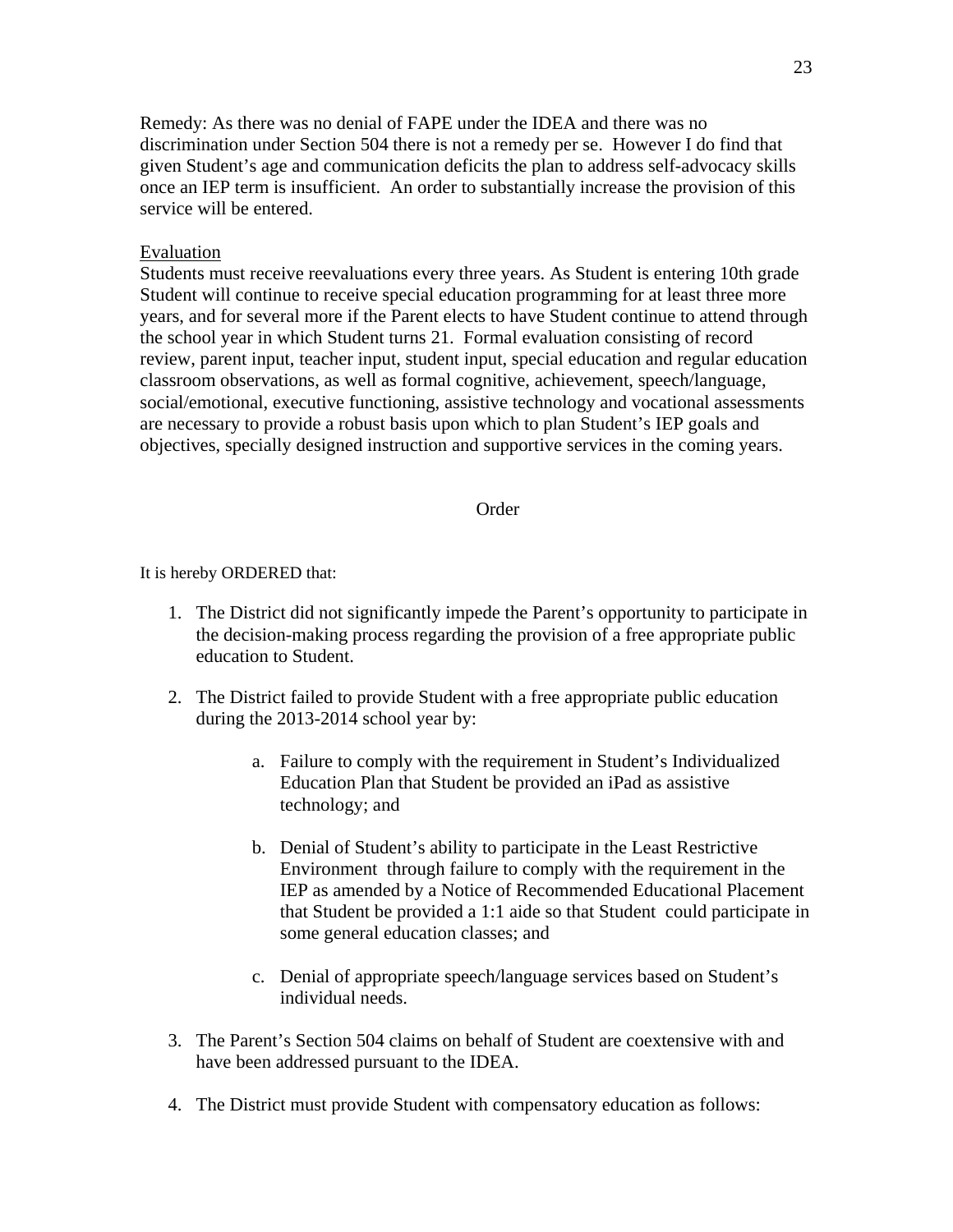Remedy: As there was no denial of FAPE under the IDEA and there was no discrimination under Section 504 there is not a remedy per se. However I do find that given Student's age and communication deficits the plan to address self-advocacy skills once an IEP term is insufficient. An order to substantially increase the provision of this service will be entered.

<u>Evaluation</u>

Students must receive reevaluations every three years. As Student is entering 10th grade Student will continue to receive special education programming for at least three more years, and for several more if the Parent elects to have Student continue to attend through the school year in which Student turns 21. Formal evaluation consisting of record review, parent input, teacher input, student input, special education and regular education classroom observations, as well as formal cognitive, achievement, speech/language, social/emotional, executive functioning, assistive technology and vocational assessments are necessary to provide a robust basis upon which to plan Student's IEP goals and objectives, specially designed instruction and supportive services in the coming years.

## Order

It is hereby ORDERED that:

1. The District did not significantly impede the Parent's opportunity to participate in the decision-making process regarding the provision of a free appropriate public education to Student.

2. The District failed to provide Student with a free appropriate public education during the 2013-2014 school year by:

    a. Failure to comply with the requirement in Student's Individualized Education Plan that Student be provided an iPad as assistive technology; and

    b. Denial of Student's ability to participate in the Least Restrictive Environment through failure to comply with the requirement in the IEP as amended by a Notice of Recommended Educational Placement that Student be provided a 1:1 aide so that Student could participate in some general education classes; and

    c. Denial of appropriate speech/language services based on Student's individual needs.

3. The Parent's Section 504 claims on behalf of Student are coextensive with and have been addressed pursuant to the IDEA.

4. The District must provide Student with compensatory education as follows: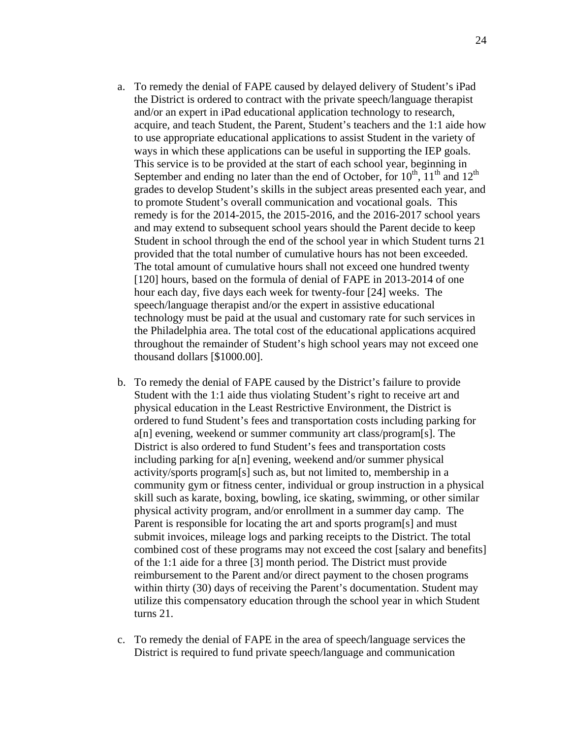a. To remedy the denial of FAPE caused by delayed delivery of Student's iPad the District is ordered to contract with the private speech/language therapist and/or an expert in iPad educational application technology to research, acquire, and teach Student, the Parent, Student's teachers and the 1:1 aide how to use appropriate educational applications to assist Student in the variety of ways in which these applications can be useful in supporting the IEP goals. This service is to be provided at the start of each school year, beginning in September and ending no later than the end of October, for 10th, 11th and 12th grades to develop Student's skills in the subject areas presented each year, and to promote Student's overall communication and vocational goals. This remedy is for the 2014-2015, the 2015-2016, and the 2016-2017 school years and may extend to subsequent school years should the Parent decide to keep Student in school through the end of the school year in which Student turns 21 provided that the total number of cumulative hours has not been exceeded. The total amount of cumulative hours shall not exceed one hundred twenty [120] hours, based on the formula of denial of FAPE in 2013-2014 of one hour each day, five days each week for twenty-four [24] weeks. The speech/language therapist and/or the expert in assistive educational technology must be paid at the usual and customary rate for such services in the Philadelphia area. The total cost of the educational applications acquired throughout the remainder of Student's high school years may not exceed one thousand dollars [$1000.00].

b. To remedy the denial of FAPE caused by the District's failure to provide Student with the 1:1 aide thus violating Student's right to receive art and physical education in the Least Restrictive Environment, the District is ordered to fund Student's fees and transportation costs including parking for a[n] evening, weekend or summer community art class/program[s]. The District is also ordered to fund Student's fees and transportation costs including parking for a[n] evening, weekend and/or summer physical activity/sports program[s] such as, but not limited to, membership in a community gym or fitness center, individual or group instruction in a physical skill such as karate, boxing, bowling, ice skating, swimming, or other similar physical activity program, and/or enrollment in a summer day camp. The Parent is responsible for locating the art and sports program[s] and must submit invoices, mileage logs and parking receipts to the District. The total combined cost of these programs may not exceed the cost [salary and benefits] of the 1:1 aide for a three [3] month period. The District must provide reimbursement to the Parent and/or direct payment to the chosen programs within thirty (30) days of receiving the Parent's documentation. Student may utilize this compensatory education through the school year in which Student turns 21.

c. To remedy the denial of FAPE in the area of speech/language services the District is required to fund private speech/language and communication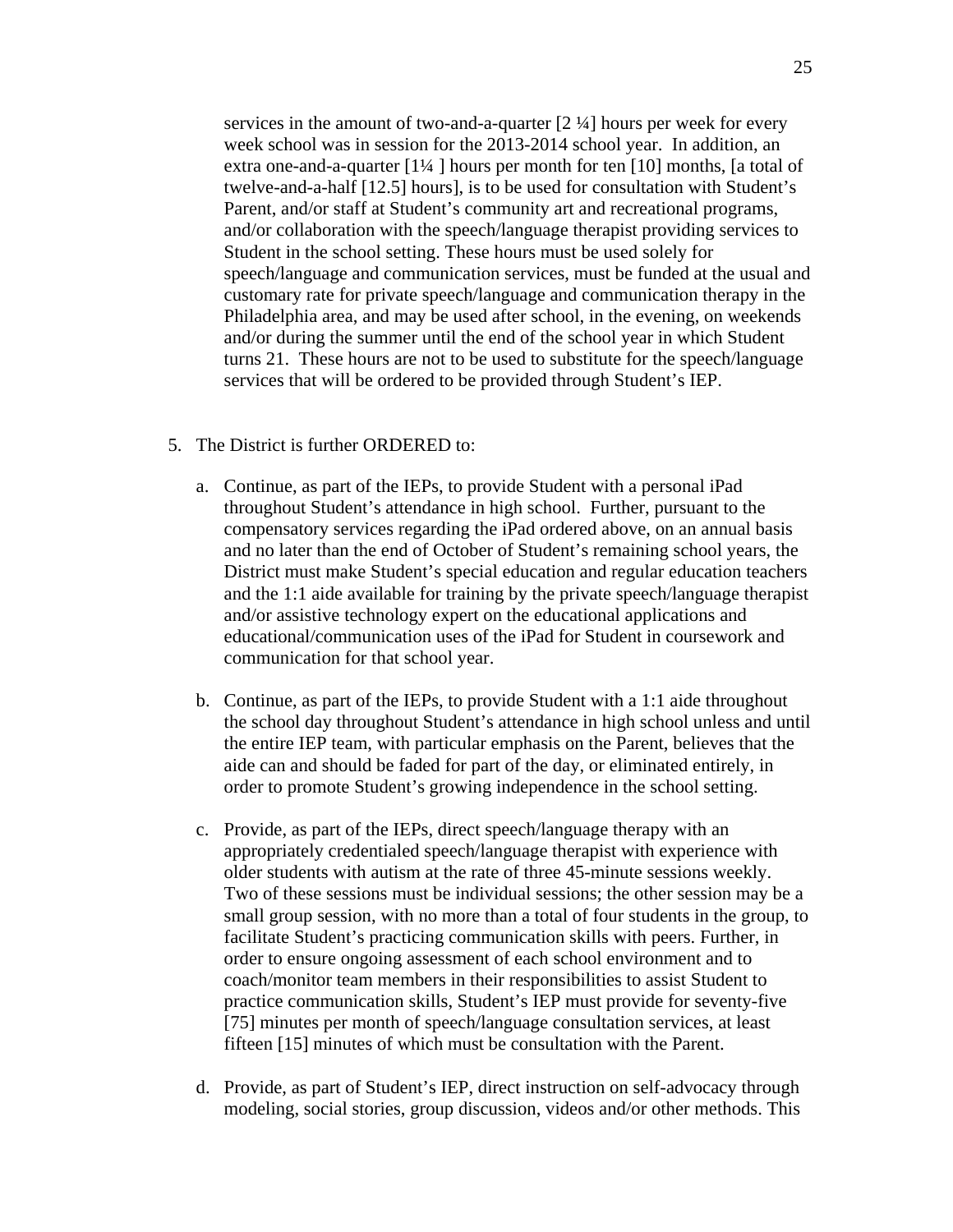services in the amount of two-and-a-quarter [2 ¼] hours per week for every week school was in session for the 2013-2014 school year. In addition, an extra one-and-a-quarter [1¼ ] hours per month for ten [10] months, [a total of twelve-and-a-half [12.5] hours], is to be used for consultation with Student's Parent, and/or staff at Student's community art and recreational programs, and/or collaboration with the speech/language therapist providing services to Student in the school setting. These hours must be used solely for speech/language and communication services, must be funded at the usual and customary rate for private speech/language and communication therapy in the Philadelphia area, and may be used after school, in the evening, on weekends and/or during the summer until the end of the school year in which Student turns 21. These hours are not to be used to substitute for the speech/language services that will be ordered to be provided through Student's IEP.

5. The District is further ORDERED to:

   a. Continue, as part of the IEPs, to provide Student with a personal iPad throughout Student's attendance in high school. Further, pursuant to the compensatory services regarding the iPad ordered above, on an annual basis and no later than the end of October of Student's remaining school years, the District must make Student's special education and regular education teachers and the 1:1 aide available for training by the private speech/language therapist and/or assistive technology expert on the educational applications and educational/communication uses of the iPad for Student in coursework and communication for that school year.

   b. Continue, as part of the IEPs, to provide Student with a 1:1 aide throughout the school day throughout Student's attendance in high school unless and until the entire IEP team, with particular emphasis on the Parent, believes that the aide can and should be faded for part of the day, or eliminated entirely, in order to promote Student's growing independence in the school setting.

   c. Provide, as part of the IEPs, direct speech/language therapy with an appropriately credentialed speech/language therapist with experience with older students with autism at the rate of three 45-minute sessions weekly. Two of these sessions must be individual sessions; the other session may be a small group session, with no more than a total of four students in the group, to facilitate Student's practicing communication skills with peers. Further, in order to ensure ongoing assessment of each school environment and to coach/monitor team members in their responsibilities to assist Student to practice communication skills, Student's IEP must provide for seventy-five [75] minutes per month of speech/language consultation services, at least fifteen [15] minutes of which must be consultation with the Parent.

   d. Provide, as part of Student's IEP, direct instruction on self-advocacy through modeling, social stories, group discussion, videos and/or other methods. This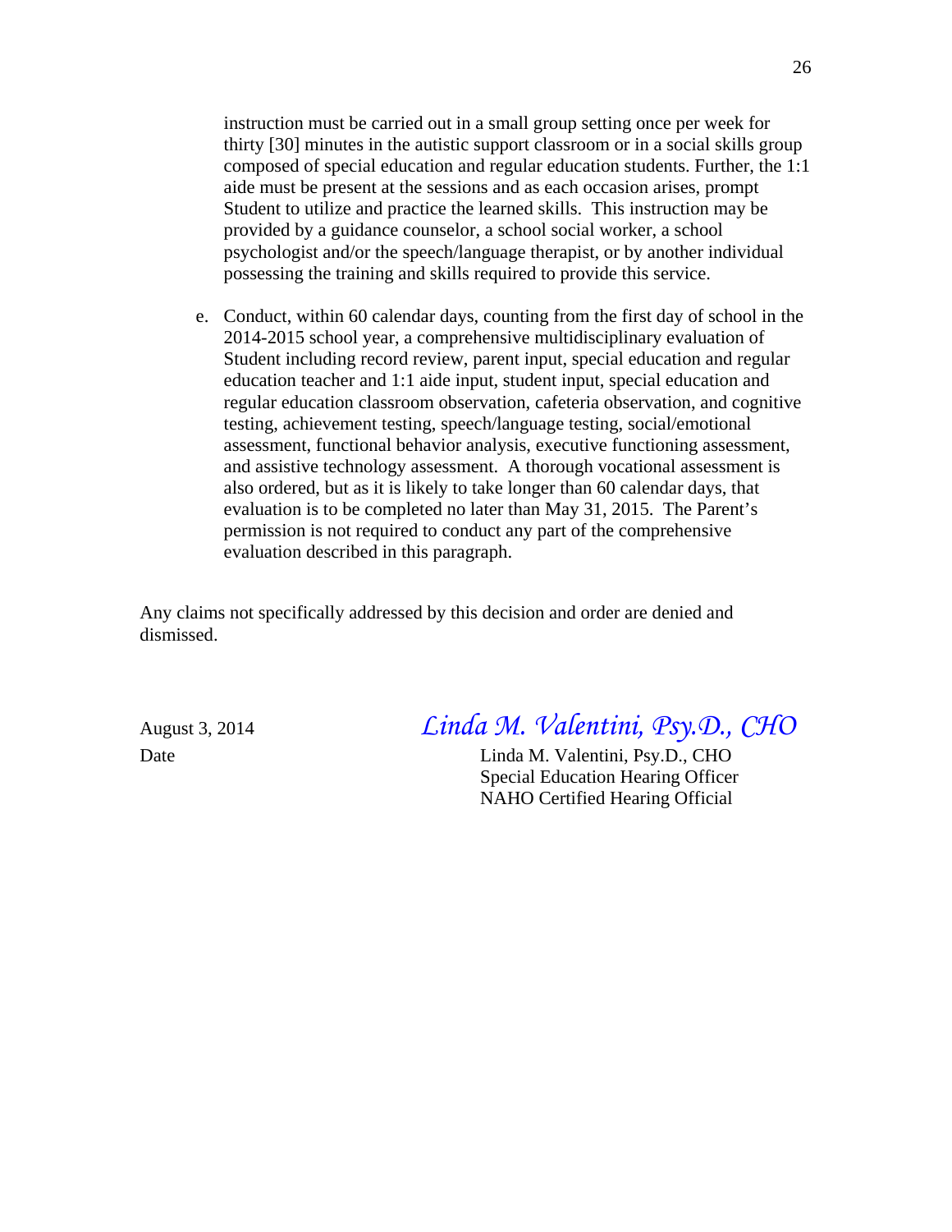instruction must be carried out in a small group setting once per week for thirty [30] minutes in the autistic support classroom or in a social skills group composed of special education and regular education students. Further, the 1:1 aide must be present at the sessions and as each occasion arises, prompt Student to utilize and practice the learned skills. This instruction may be provided by a guidance counselor, a school social worker, a school psychologist and/or the speech/language therapist, or by another individual possessing the training and skills required to provide this service.

e. Conduct, within 60 calendar days, counting from the first day of school in the 2014-2015 school year, a comprehensive multidisciplinary evaluation of Student including record review, parent input, special education and regular education teacher and 1:1 aide input, student input, special education and regular education classroom observation, cafeteria observation, and cognitive testing, achievement testing, speech/language testing, social/emotional assessment, functional behavior analysis, executive functioning assessment, and assistive technology assessment. A thorough vocational assessment is also ordered, but as it is likely to take longer than 60 calendar days, that evaluation is to be completed no later than May 31, 2015. The Parent's permission is not required to conduct any part of the comprehensive evaluation described in this paragraph.

Any claims not specifically addressed by this decision and order are denied and dismissed.

August 3, 2014 *Linda M. Valentini, Psy.D., CHO*

Date

Linda M. Valentini, Psy.D., CHO
Special Education Hearing Officer
NAHO Certified Hearing Official